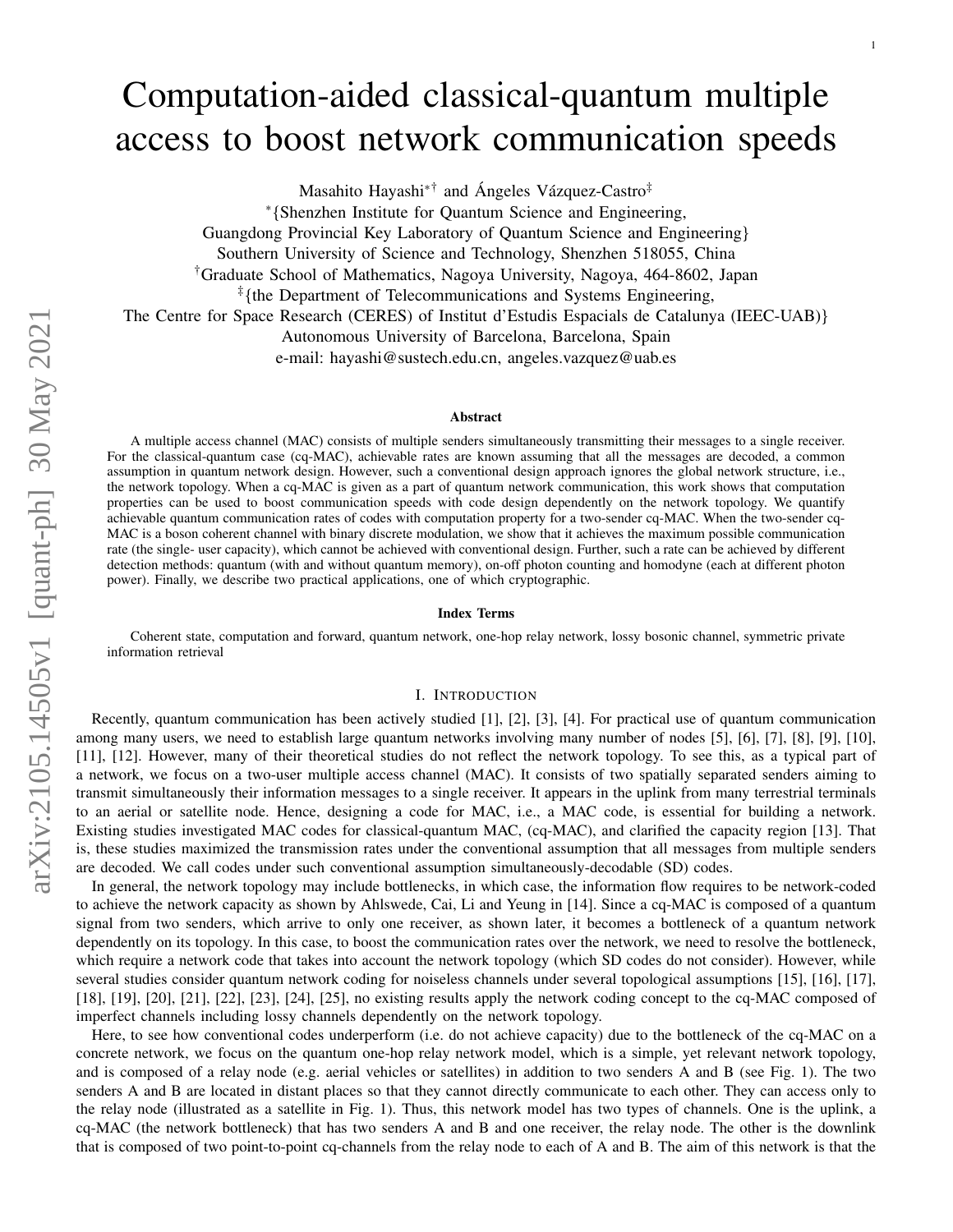# Computation-aided classical-quantum multiple access to boost network communication speeds

Masahito Hayashi[*†] and Ángeles Vázquez-Castro[‡]

[*]{Shenzhen Institute for Quantum Science and Engineering, Guangdong Provincial Key Laboratory of Quantum Science and Engineering} Southern University of Science and Technology, Shenzhen 518055, China

[†]Graduate School of Mathematics, Nagoya University, Nagoya, 464-8602, Japan

[‡]{the Department of Telecommunications and Systems Engineering, The Centre for Space Research (CERES) of Institut d'Estudis Espacials de Catalunya (IEEC-UAB)} Autonomous University of Barcelona, Barcelona, Spain

e-mail: hayashi@sustech.edu.cn, angeles.vazquez@uab.es

### Abstract

A multiple access channel (MAC) consists of multiple senders simultaneously transmitting their messages to a single receiver. For the classical-quantum case (cq-MAC), achievable rates are known assuming that all the messages are decoded, a common assumption in quantum network design. However, such a conventional design approach ignores the global network structure, i.e., the network topology. When a cq-MAC is given as a part of quantum network communication, this work shows that computation properties can be used to boost communication speeds with code design dependently on the network topology. We quantify achievable quantum communication rates of codes with computation property for a two-sender cq-MAC. When the two-sender cq-MAC is a boson coherent channel with binary discrete modulation, we show that it achieves the maximum possible communication rate (the single- user capacity), which cannot be achieved with conventional design. Further, such a rate can be achieved by different detection methods: quantum (with and without quantum memory), on-off photon counting and homodyne (each at different photon power). Finally, we describe two practical applications, one of which cryptographic.

### Index Terms

Coherent state, computation and forward, quantum network, one-hop relay network, lossy bosonic channel, symmetric private information retrieval

## I. Introduction

Recently, quantum communication has been actively studied [1], [2], [3], [4]. For practical use of quantum communication among many users, we need to establish large quantum networks involving many number of nodes [5], [6], [7], [8], [9], [10], [11], [12]. However, many of their theoretical studies do not reflect the network topology. To see this, as a typical part of a network, we focus on a two-user multiple access channel (MAC). It consists of two spatially separated senders aiming to transmit simultaneously their information messages to a single receiver. It appears in the uplink from many terrestrial terminals to an aerial or satellite node. Hence, designing a code for MAC, i.e., a MAC code, is essential for building a network. Existing studies investigated MAC codes for classical-quantum MAC, (cq-MAC), and clarified the capacity region [13]. That is, these studies maximized the transmission rates under the conventional assumption that all messages from multiple senders are decoded. We call codes under such conventional assumption simultaneously-decodable (SD) codes.

In general, the network topology may include bottlenecks, in which case, the information flow requires to be network-coded to achieve the network capacity as shown by Ahlswede, Cai, Li and Yeung in [14]. Since a cq-MAC is composed of a quantum signal from two senders, which arrive to only one receiver, as shown later, it becomes a bottleneck of a quantum network dependently on its topology. In this case, to boost the communication rates over the network, we need to resolve the bottleneck, which require a network code that takes into account the network topology (which SD codes do not consider). However, while several studies consider quantum network coding for noiseless channels under several topological assumptions [15], [16], [17], [18], [19], [20], [21], [22], [23], [24], [25], no existing results apply the network coding concept to the cq-MAC composed of imperfect channels including lossy channels dependently on the network topology.

Here, to see how conventional codes underperform (i.e. do not achieve capacity) due to the bottleneck of the cq-MAC on a concrete network, we focus on the quantum one-hop relay network model, which is a simple, yet relevant network topology, and is composed of a relay node (e.g. aerial vehicles or satellites) in addition to two senders A and B (see Fig. 1). The two senders A and B are located in distant places so that they cannot directly communicate to each other. They can access only to the relay node (illustrated as a satellite in Fig. 1). Thus, this network model has two types of channels. One is the uplink, a cq-MAC (the network bottleneck) that has two senders A and B and one receiver, the relay node. The other is the downlink that is composed of two point-to-point cq-channels from the relay node to each of A and B. The aim of this network is that the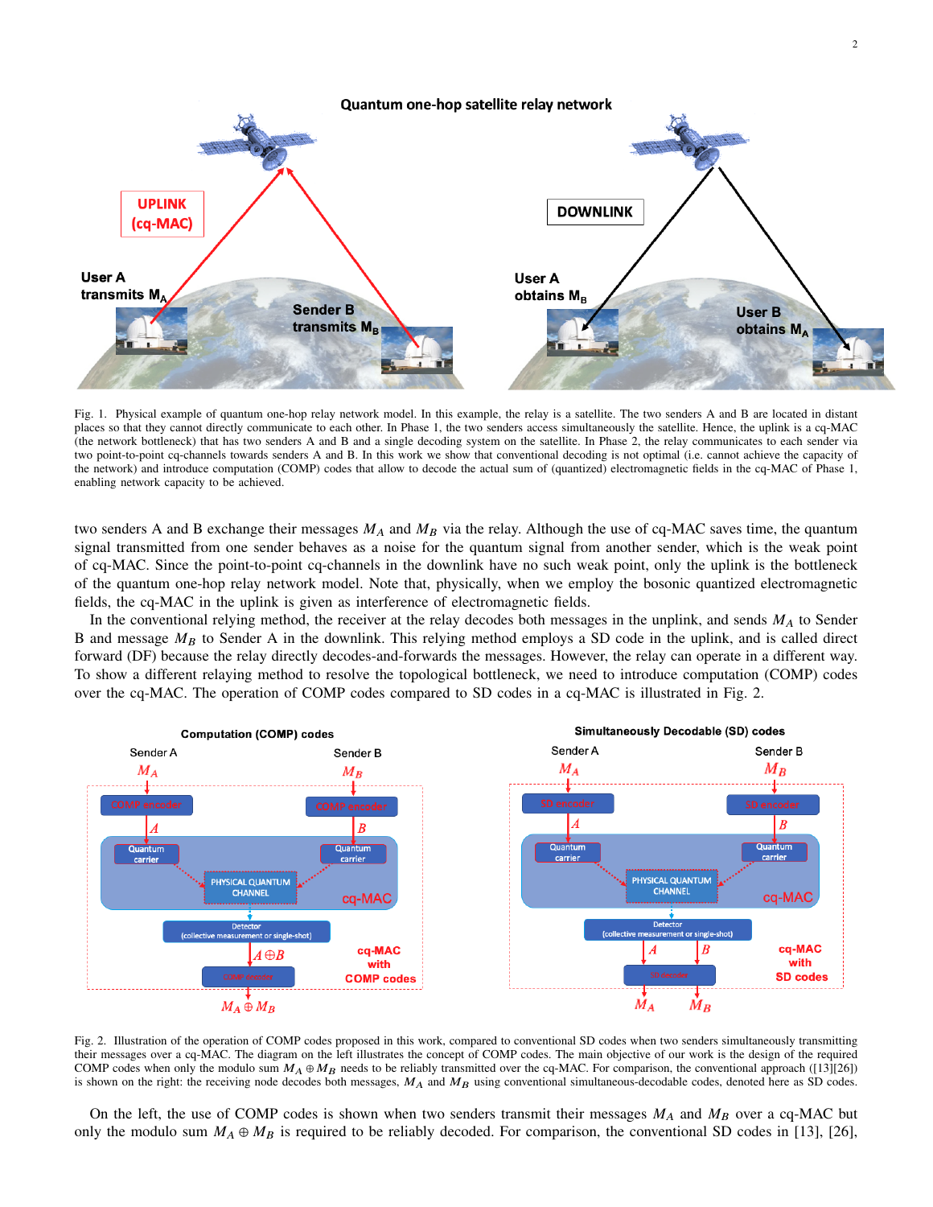Quantum one-hop satellite relay network

UPLINK (cq-MAC)

User A transmits $M_A$

Sender B transmits $M_B$

DOWNLINK

User A obtains $M_B$

User B obtains $M_A$

Fig. 1. Physical example of quantum one-hop relay network model. In this example, the relay is a satellite. The two senders A and B are located in distant places so that they cannot directly communicate to each other. In Phase 1, the two senders access simultaneously the satellite. Hence, the uplink is a cq-MAC (the network bottleneck) that has two senders A and B and a single decoding system on the satellite. In Phase 2, the relay communicates to each sender via two point-to-point cq-channels towards senders A and B. In this work we show that conventional decoding is not optimal (i.e. cannot achieve the capacity of the network) and introduce computation (COMP) codes that allow to decode the actual sum of (quantized) electromagnetic fields in the cq-MAC of Phase 1, enabling network capacity to be achieved.

two senders A and B exchange their messages $M_A$ and $M_B$ via the relay. Although the use of cq-MAC saves time, the quantum signal transmitted from one sender behaves as a noise for the quantum signal from another sender, which is the weak point of cq-MAC. Since the point-to-point cq-channels in the downlink have no such weak point, only the uplink is the bottleneck of the quantum one-hop relay network model. Note that, physically, when we employ the bosonic quantized electromagnetic fields, the cq-MAC in the uplink is given as interference of electromagnetic fields.

In the conventional relying method, the receiver at the relay decodes both messages in the unplink, and sends $M_A$ to Sender B and message $M_B$ to Sender A in the downlink. This relying method employs a SD code in the uplink, and is called direct forward (DF) because the relay directly decodes-and-forwards the messages. However, the relay can operate in a different way. To show a different relaying method to resolve the topological bottleneck, we need to introduce computation (COMP) codes over the cq-MAC. The operation of COMP codes compared to SD codes in a cq-MAC is illustrated in Fig. 2.

Computation (COMP) codes

Sender A $M_A$ — COMP encoder — $A$ — Quantum carrier

Sender B $M_B$ — COMP encoder — $B$ — Quantum carrier

PHYSICAL QUANTUM CHANNEL — cq-MAC

Detector (collective measurement or single-shot)

$A \oplus B$ — COMP decoder — $M_A \oplus M_B$

cq-MAC with COMP codes

Simultaneously Decodable (SD) codes

Sender A $M_A$ — SD encoder — $A$ — Quantum carrier

Sender B $M_B$ — SD encoder — $B$ — Quantum carrier

PHYSICAL QUANTUM CHANNEL — cq-MAC

Detector (collective measurement or single-shot)

$A$, $B$ — SD decoder — $M_A$, $M_B$

cq-MAC with SD codes

Fig. 2. Illustration of the operation of COMP codes proposed in this work, compared to conventional SD codes when two senders simultaneously transmitting their messages over a cq-MAC. The diagram on the left illustrates the concept of COMP codes. The main objective of our work is the design of the required COMP codes when only the modulo sum $M_A \oplus M_B$ needs to be reliably transmitted over the cq-MAC. For comparison, the conventional approach ([13][26]) is shown on the right: the receiving node decodes both messages, $M_A$ and $M_B$ using conventional simultaneous-decodable codes, denoted here as SD codes.

On the left, the use of COMP codes is shown when two senders transmit their messages $M_A$ and $M_B$ over a cq-MAC but only the modulo sum $M_A \oplus M_B$ is required to be reliably decoded. For comparison, the conventional SD codes in [13], [26],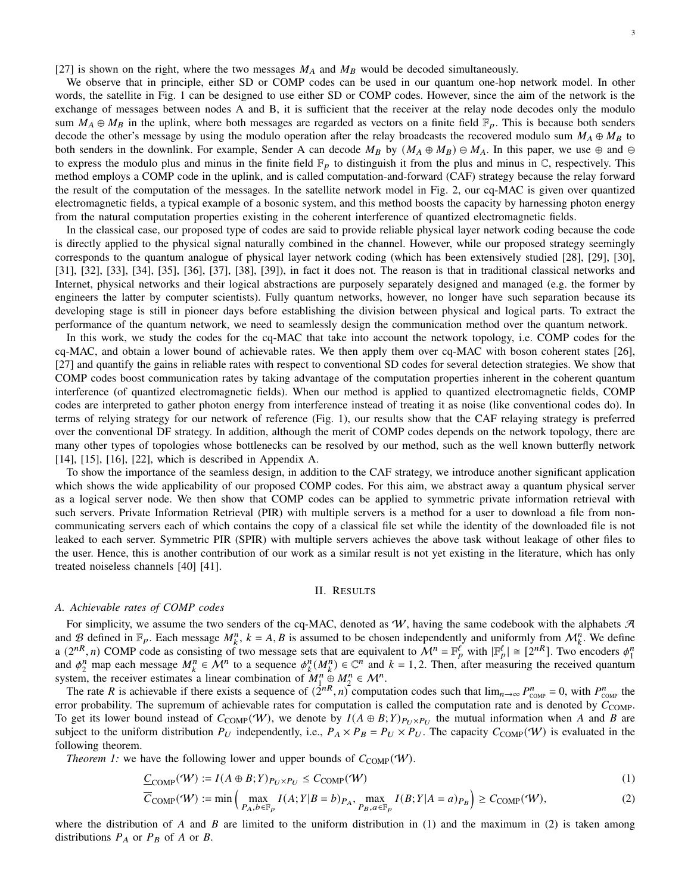[27] is shown on the right, where the two messages $M_A$ and $M_B$ would be decoded simultaneously.

We observe that in principle, either SD or COMP codes can be used in our quantum one-hop network model. In other words, the satellite in Fig. 1 can be designed to use either SD or COMP codes. However, since the aim of the network is the exchange of messages between nodes A and B, it is sufficient that the receiver at the relay node decodes only the modulo sum $M_A \oplus M_B$ in the uplink, where both messages are regarded as vectors on a finite field $\mathbb{F}_p$. This is because both senders decode the other's message by using the modulo operation after the relay broadcasts the recovered modulo sum $M_A \oplus M_B$ to both senders in the downlink. For example, Sender A can decode $M_B$ by $(M_A \oplus M_B) \ominus M_A$. In this paper, we use $\oplus$ and $\ominus$ to express the modulo plus and minus in the finite field $\mathbb{F}_p$ to distinguish it from the plus and minus in $\mathbb{C}$, respectively. This method employs a COMP code in the uplink, and is called computation-and-forward (CAF) strategy because the relay forward the result of the computation of the messages. In the satellite network model in Fig. 2, our cq-MAC is given over quantized electromagnetic fields, a typical example of a bosonic system, and this method boosts the capacity by harnessing photon energy from the natural computation properties existing in the coherent interference of quantized electromagnetic fields.

In the classical case, our proposed type of codes are said to provide reliable physical layer network coding because the code is directly applied to the physical signal naturally combined in the channel. However, while our proposed strategy seemingly corresponds to the quantum analogue of physical layer network coding (which has been extensively studied [28], [29], [30], [31], [32], [33], [34], [35], [36], [37], [38], [39]), in fact it does not. The reason is that in traditional classical networks and Internet, physical networks and their logical abstractions are purposely separately designed and managed (e.g. the former by engineers the latter by computer scientists). Fully quantum networks, however, no longer have such separation because its developing stage is still in pioneer days before establishing the division between physical and logical parts. To extract the performance of the quantum network, we need to seamlessly design the communication method over the quantum network.

In this work, we study the codes for the cq-MAC that take into account the network topology, i.e. COMP codes for the cq-MAC, and obtain a lower bound of achievable rates. We then apply them over cq-MAC with boson coherent states [26], [27] and quantify the gains in reliable rates with respect to conventional SD codes for several detection strategies. We show that COMP codes boost communication rates by taking advantage of the computation properties inherent in the coherent quantum interference (of quantized electromagnetic fields). When our method is applied to quantized electromagnetic fields, COMP codes are interpreted to gather photon energy from interference instead of treating it as noise (like conventional codes do). In terms of relying strategy for our network of reference (Fig. 1), our results show that the CAF relaying strategy is preferred over the conventional DF strategy. In addition, although the merit of COMP codes depends on the network topology, there are many other types of topologies whose bottlenecks can be resolved by our method, such as the well known butterfly network [14], [15], [16], [22], which is described in Appendix A.

To show the importance of the seamless design, in addition to the CAF strategy, we introduce another significant application which shows the wide applicability of our proposed COMP codes. For this aim, we abstract away a quantum physical server as a logical server node. We then show that COMP codes can be applied to symmetric private information retrieval with such servers. Private Information Retrieval (PIR) with multiple servers is a method for a user to download a file from non-communicating servers each of which contains the copy of a classical file set while the identity of the downloaded file is not leaked to each server. Symmetric PIR (SPIR) with multiple servers achieves the above task without leakage of other files to the user. Hence, this is another contribution of our work as a similar result is not yet existing in the literature, which has only treated noiseless channels [40] [41].

## II. Results

### A. Achievable rates of COMP codes

For simplicity, we assume the two senders of the cq-MAC, denoted as $\mathcal{W}$, having the same codebook with the alphabets $\mathcal{A}$ and $\mathcal{B}$ defined in $\mathbb{F}_p$. Each message $M_k^n$, $k = A, B$ is assumed to be chosen independently and uniformly from $\mathcal{M}_k^n$. We define a $(2^{nR}, n)$ COMP code as consisting of two message sets that are equivalent to $\mathcal{M}^n = \mathbb{F}_p^\ell$ with $|\mathbb{F}_p^\ell| \cong [2^{nR}]$. Two encoders $\phi_1^n$ and $\phi_2^n$ map each message $M_k^n \in \mathcal{M}^n$ to a sequence $\phi_k^n(M_k^n) \in \mathbb{C}^n$ and $k = 1, 2$. Then, after measuring the received quantum system, the receiver estimates a linear combination of $M_1^n \oplus M_2^n \in \mathcal{M}^n$.

The rate $R$ is achievable if there exists a sequence of $(2^{nR}, n)$ computation codes such that $\lim_{n\to\infty} P_{\text{COMP}}^n = 0$, with $P_{\text{COMP}}^n$ the error probability. The supremum of achievable rates for computation is called the computation rate and is denoted by $C_{\text{COMP}}$. To get its lower bound instead of $C_{\text{COMP}}(\mathcal{W})$, we denote by $I(A \oplus B; Y)_{P_U \times P_U}$ the mutual information when $A$ and $B$ are subject to the uniform distribution $P_U$ independently, i.e., $P_A \times P_B = P_U \times P_U$. The capacity $C_{\text{COMP}}(\mathcal{W})$ is evaluated in the following theorem.

*Theorem 1:* we have the following lower and upper bounds of $C_{\text{COMP}}(\mathcal{W})$.

$$\underline{C}_{\text{COMP}}(\mathcal{W}) := I(A \oplus B; Y)_{P_U \times P_U} \leq C_{\text{COMP}}(\mathcal{W}) \tag{1}$$

$$\overline{C}_{\text{COMP}}(\mathcal{W}) := \min\Big( \max_{P_A, b \in \mathbb{F}_p} I(A; Y|B = b)_{P_A}, \max_{P_B, a \in \mathbb{F}_p} I(B; Y|A = a)_{P_B} \Big) \geq C_{\text{COMP}}(\mathcal{W}), \tag{2}$$

where the distribution of $A$ and $B$ are limited to the uniform distribution in (1) and the maximum in (2) is taken among distributions $P_A$ or $P_B$ of $A$ or $B$.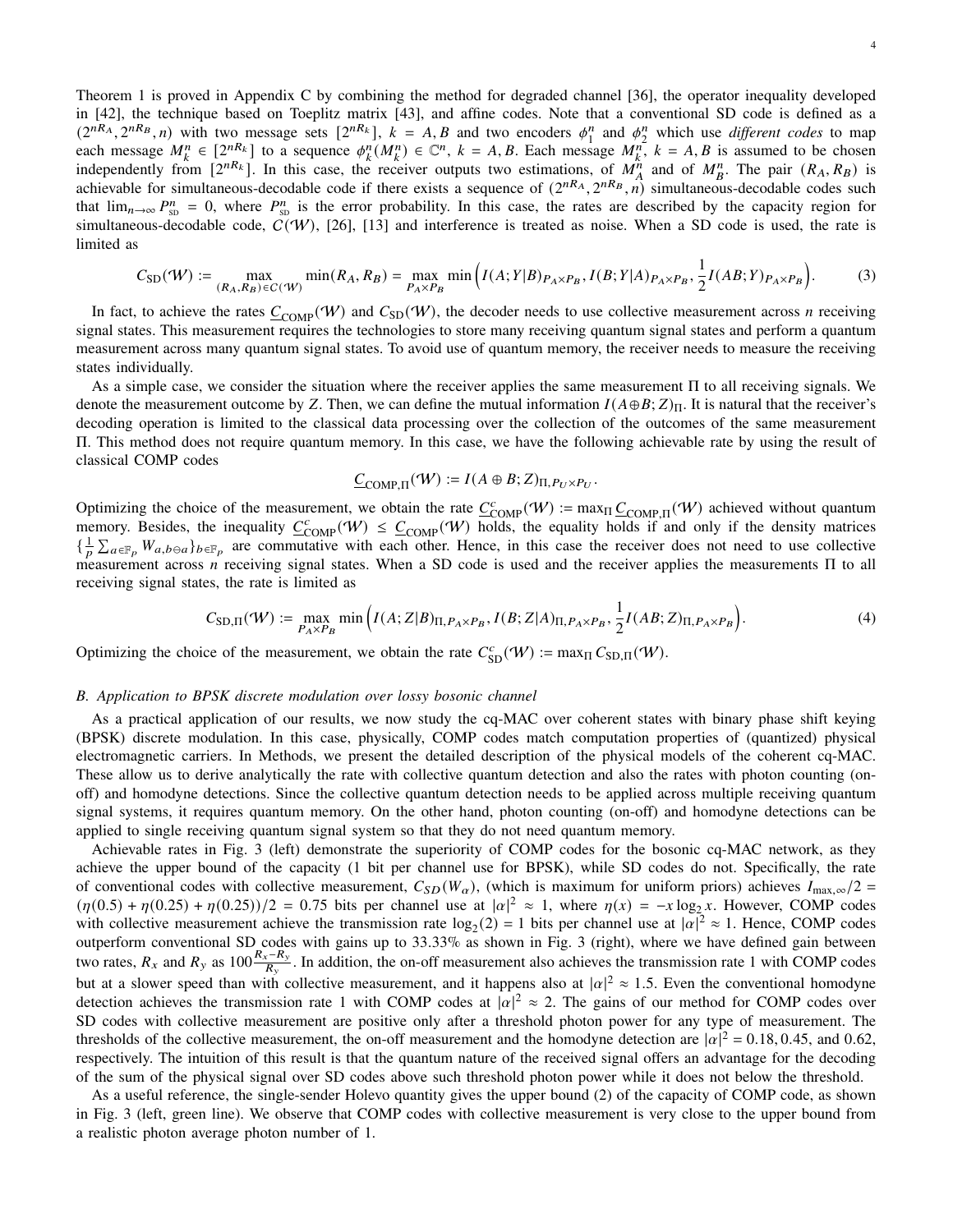Theorem 1 is proved in Appendix C by combining the method for degraded channel [36], the operator inequality developed in [42], the technique based on Toeplitz matrix [43], and affine codes. Note that a conventional SD code is defined as a $(2^{nR_A}, 2^{nR_B}, n)$ with two message sets $[2^{nR_k}]$, $k = A, B$ and two encoders $\phi_1^n$ and $\phi_2^n$ which use *different codes* to map each message $M_k^n \in [2^{nR_k}]$ to a sequence $\phi_k^n(M_k^n) \in \mathbb{C}^n$, $k = A, B$. Each message $M_k^n$, $k = A, B$ is assumed to be chosen independently from $[2^{nR_k}]$. In this case, the receiver outputs two estimations, of $M_A^n$ and of $M_B^n$. The pair $(R_A, R_B)$ is achievable for simultaneous-decodable code if there exists a sequence of $(2^{nR_A}, 2^{nR_B}, n)$ simultaneous-decodable codes such that $\lim_{n\to\infty} P_{\text{SD}}^n = 0$, where $P_{\text{SD}}^n$ is the error probability. In this case, the rates are described by the capacity region for simultaneous-decodable code, $C(\mathcal{W})$, [26], [13] and interference is treated as noise. When a SD code is used, the rate is limited as

$$C_{\text{SD}}(\mathcal{W}) := \max_{(R_A,R_B)\in C(\mathcal{W})} \min(R_A, R_B) = \max_{P_A\times P_B} \min\Big(I(A;Y|B)_{P_A\times P_B}, I(B;Y|A)_{P_A\times P_B}, \frac{1}{2}I(AB;Y)_{P_A\times P_B}\Big). \tag{3}$$

In fact, to achieve the rates $\underline{C}_{\text{COMP}}(\mathcal{W})$ and $C_{\text{SD}}(\mathcal{W})$, the decoder needs to use collective measurement across $n$ receiving signal states. This measurement requires the technologies to store many receiving quantum signal states and perform a quantum measurement across many quantum signal states. To avoid use of quantum memory, the receiver needs to measure the receiving states individually.

As a simple case, we consider the situation where the receiver applies the same measurement $\Pi$ to all receiving signals. We denote the measurement outcome by $Z$. Then, we can define the mutual information $I(A\oplus B; Z)_\Pi$. It is natural that the receiver's decoding operation is limited to the classical data processing over the collection of the outcomes of the same measurement $\Pi$. This method does not require quantum memory. In this case, we have the following achievable rate by using the result of classical COMP codes

$$\underline{C}_{\text{COMP},\Pi}(\mathcal{W}) := I(A \oplus B; Z)_{\Pi, P_U\times P_U}.$$

Optimizing the choice of the measurement, we obtain the rate $\underline{C}^c_{\text{COMP}}(\mathcal{W}) := \max_\Pi \underline{C}_{\text{COMP},\Pi}(\mathcal{W})$ achieved without quantum memory. Besides, the inequality $\underline{C}^c_{\text{COMP}}(\mathcal{W}) \le \underline{C}_{\text{COMP}}(\mathcal{W})$ holds, the equality holds if and only if the density matrices $\{\frac{1}{p}\sum_{a\in\mathbb{F}_p} W_{a,b\ominus a}\}_{b\in\mathbb{F}_p}$ are commutative with each other. Hence, in this case the receiver does not need to use collective measurement across $n$ receiving signal states. When a SD code is used and the receiver applies the measurements $\Pi$ to all receiving signal states, the rate is limited as

$$C_{\text{SD},\Pi}(\mathcal{W}) := \max_{P_A\times P_B} \min\Big(I(A;Z|B)_{\Pi,P_A\times P_B}, I(B;Z|A)_{\Pi,P_A\times P_B}, \frac{1}{2}I(AB;Z)_{\Pi,P_A\times P_B}\Big). \tag{4}$$

Optimizing the choice of the measurement, we obtain the rate $C^c_{\text{SD}}(\mathcal{W}) := \max_\Pi C_{\text{SD},\Pi}(\mathcal{W})$.

### B. Application to BPSK discrete modulation over lossy bosonic channel

As a practical application of our results, we now study the cq-MAC over coherent states with binary phase shift keying (BPSK) discrete modulation. In this case, physically, COMP codes match computation properties of (quantized) physical electromagnetic carriers. In Methods, we present the detailed description of the physical models of the coherent cq-MAC. These allow us to derive analytically the rate with collective quantum detection and also the rates with photon counting (on-off) and homodyne detections. Since the collective quantum detection needs to be applied across multiple receiving quantum signal systems, it requires quantum memory. On the other hand, photon counting (on-off) and homodyne detections can be applied to single receiving quantum signal system so that they do not need quantum memory.

Achievable rates in Fig. 3 (left) demonstrate the superiority of COMP codes for the bosonic cq-MAC network, as they achieve the upper bound of the capacity (1 bit per channel use for BPSK), while SD codes do not. Specifically, the rate of conventional codes with collective measurement, $C_{SD}(W_\alpha)$, (which is maximum for uniform priors) achieves $I_{\max,\infty}/2 = (\eta(0.5) + \eta(0.25) + \eta(0.25))/2 = 0.75$ bits per channel use at $|\alpha|^2 \approx 1$, where $\eta(x) = -x\log_2 x$. However, COMP codes with collective measurement achieve the transmission rate $\log_2(2) = 1$ bits per channel use at $|\alpha|^2 \approx 1$. Hence, COMP codes outperform conventional SD codes with gains up to 33.33% as shown in Fig. 3 (right), where we have defined gain between two rates, $R_x$ and $R_y$ as $100\frac{R_x - R_y}{R_y}$. In addition, the on-off measurement also achieves the transmission rate 1 with COMP codes but at a slower speed than with collective measurement, and it happens also at $|\alpha|^2 \approx 1.5$. Even the conventional homodyne detection achieves the transmission rate 1 with COMP codes at $|\alpha|^2 \approx 2$. The gains of our method for COMP codes over SD codes with collective measurement are positive only after a threshold photon power for any type of measurement. The thresholds of the collective measurement, the on-off measurement and the homodyne detection are $|\alpha|^2 = 0.18, 0.45$, and $0.62$, respectively. The intuition of this result is that the quantum nature of the received signal offers an advantage for the decoding of the sum of the physical signal over SD codes above such threshold photon power while it does not below the threshold.

As a useful reference, the single-sender Holevo quantity gives the upper bound (2) of the capacity of COMP code, as shown in Fig. 3 (left, green line). We observe that COMP codes with collective measurement is very close to the upper bound from a realistic photon average photon number of 1.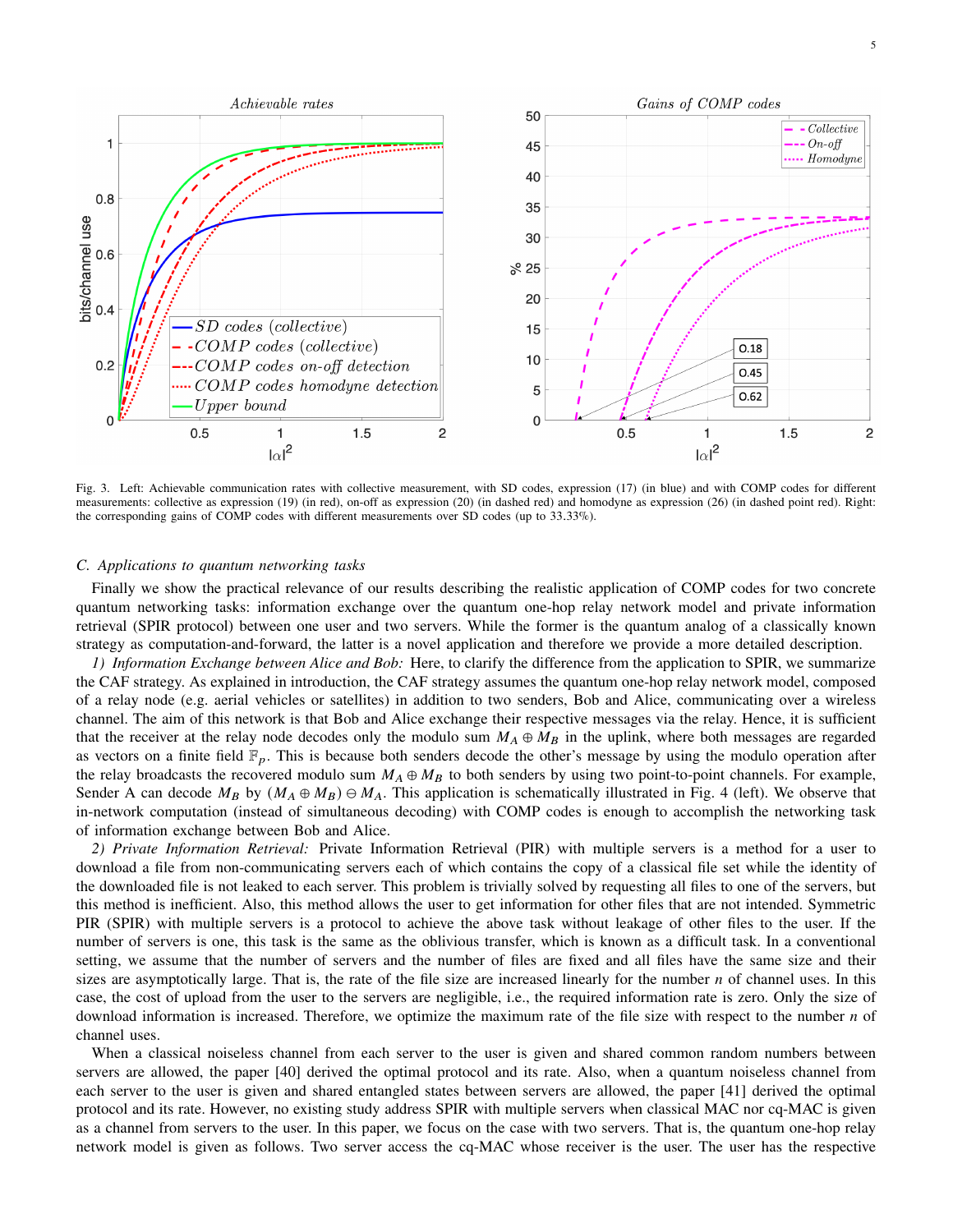Achievable rates

bits/channel use

SD codes (collective)
COMP codes (collective)
COMP codes on-off detection
COMP codes homodyne detection
Upper bound

$|\alpha|^2$

Gains of COMP codes

%

Collective
On-off
Homodyne

0.18
0.45
0.62

$|\alpha|^2$

Fig. 3. Left: Achievable communication rates with collective measurement, with SD codes, expression (17) (in blue) and with COMP codes for different measurements: collective as expression (19) (in red), on-off as expression (20) (in dashed red) and homodyne as expression (26) (in dashed point red). Right: the corresponding gains of COMP codes with different measurements over SD codes (up to 33.33%).

### C. Applications to quantum networking tasks

Finally we show the practical relevance of our results describing the realistic application of COMP codes for two concrete quantum networking tasks: information exchange over the quantum one-hop relay network model and private information retrieval (SPIR protocol) between one user and two servers. While the former is the quantum analog of a classically known strategy as computation-and-forward, the latter is a novel application and therefore we provide a more detailed description.

*1) Information Exchange between Alice and Bob:* Here, to clarify the difference from the application to SPIR, we summarize the CAF strategy. As explained in introduction, the CAF strategy assumes the quantum one-hop relay network model, composed of a relay node (e.g. aerial vehicles or satellites) in addition to two senders, Bob and Alice, communicating over a wireless channel. The aim of this network is that Bob and Alice exchange their respective messages via the relay. Hence, it is sufficient that the receiver at the relay node decodes only the modulo sum $M_A \oplus M_B$ in the uplink, where both messages are regarded as vectors on a finite field $\mathbb{F}_p$. This is because both senders decode the other's message by using the modulo operation after the relay broadcasts the recovered modulo sum $M_A \oplus M_B$ to both senders by using two point-to-point channels. For example, Sender A can decode $M_B$ by $(M_A \oplus M_B) \ominus M_A$. This application is schematically illustrated in Fig. 4 (left). We observe that in-network computation (instead of simultaneous decoding) with COMP codes is enough to accomplish the networking task of information exchange between Bob and Alice.

*2) Private Information Retrieval:* Private Information Retrieval (PIR) with multiple servers is a method for a user to download a file from non-communicating servers each of which contains the copy of a classical file set while the identity of the downloaded file is not leaked to each server. This problem is trivially solved by requesting all files to one of the servers, but this method is inefficient. Also, this method allows the user to get information for other files that are not intended. Symmetric PIR (SPIR) with multiple servers is a protocol to achieve the above task without leakage of other files to the user. If the number of servers is one, this task is the same as the oblivious transfer, which is known as a difficult task. In a conventional setting, we assume that the number of servers and the number of files are fixed and all files have the same size and their sizes are asymptotically large. That is, the rate of the file size are increased linearly for the number $n$ of channel uses. In this case, the cost of upload from the user to the servers are negligible, i.e., the required information rate is zero. Only the size of download information is increased. Therefore, we optimize the maximum rate of the file size with respect to the number $n$ of channel uses.

When a classical noiseless channel from each server to the user is given and shared common random numbers between servers are allowed, the paper [40] derived the optimal protocol and its rate. Also, when a quantum noiseless channel from each server to the user is given and shared entangled states between servers are allowed, the paper [41] derived the optimal protocol and its rate. However, no existing study address SPIR with multiple servers when classical MAC nor cq-MAC is given as a channel from servers to the user. In this paper, we focus on the case with two servers. That is, the quantum one-hop relay network model is given as follows. Two server access the cq-MAC whose receiver is the user. The user has the respective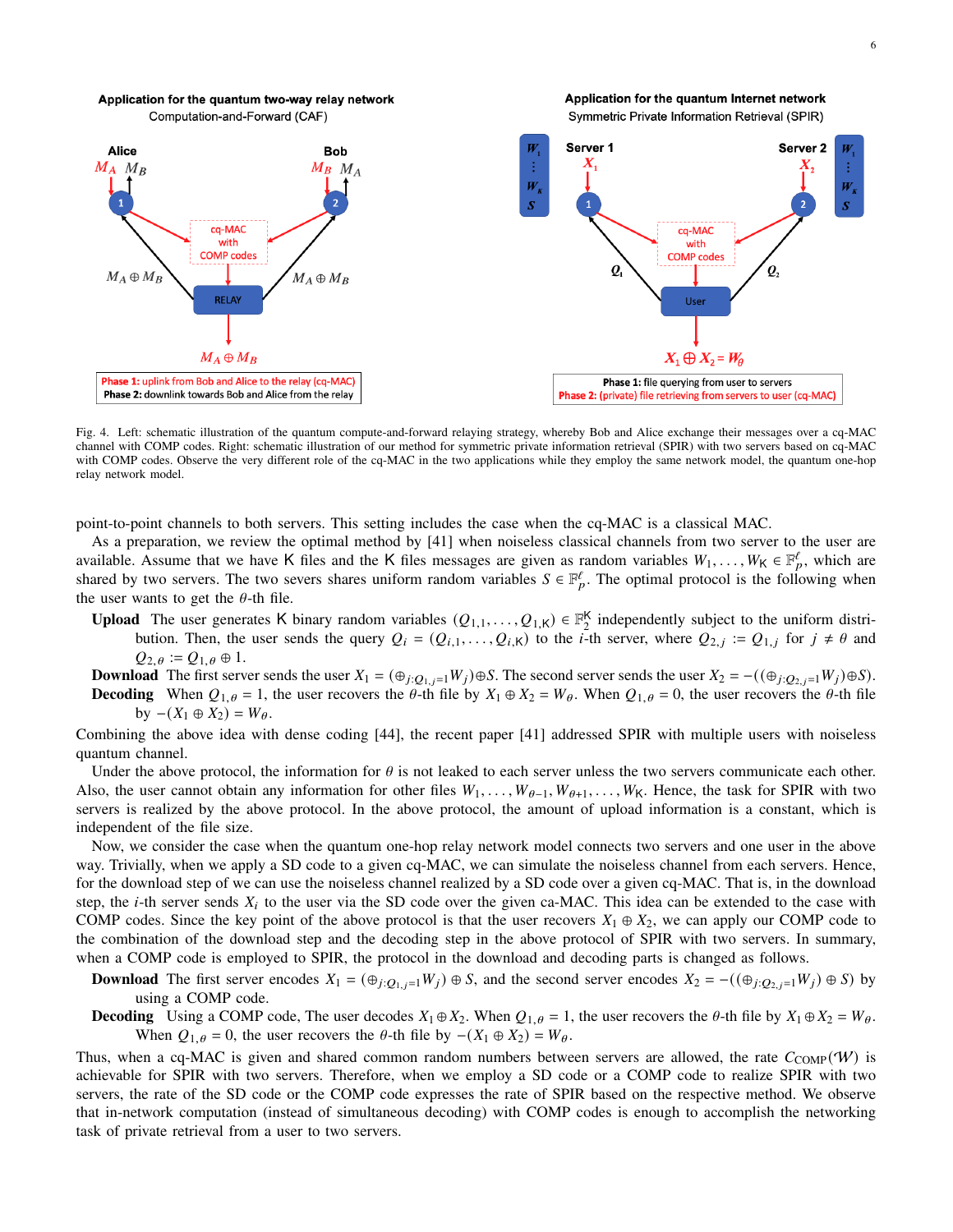Application for the quantum two-way relay network

Computation-and-Forward (CAF)

Alice

$M_A$ $M_B$

Bob

$M_B$ $M_A$

1

2

cq-MAC with COMP codes

$M_A \oplus M_B$

$M_A \oplus M_B$

RELAY

$M_A \oplus M_B$

**Phase 1:** uplink from Bob and Alice to the relay (cq-MAC)
**Phase 2:** downlink towards Bob and Alice from the relay

Application for the quantum Internet network

Symmetric Private Information Retrieval (SPIR)

$W_1$ ⋮ $W_K$ $S$

Server 1

$X_1$

Server 2

$X_2$

$W_1$ ⋮ $W_K$ $S$

1

2

cq-MAC with COMP codes

$Q_1$

$Q_2$

User

$X_1 \oplus X_2 = W_\theta$

**Phase 1:** file querying from user to servers
**Phase 2:** (private) file retrieving from servers to user (cq-MAC)

Fig. 4. Left: schematic illustration of the quantum compute-and-forward relaying strategy, whereby Bob and Alice exchange their messages over a cq-MAC channel with COMP codes. Right: schematic illustration of our method for symmetric private information retrieval (SPIR) with two servers based on cq-MAC with COMP codes. Observe the very different role of the cq-MAC in the two applications while they employ the same network model, the quantum one-hop relay network model.

point-to-point channels to both servers. This setting includes the case when the cq-MAC is a classical MAC.

As a preparation, we review the optimal method by [41] when noiseless classical channels from two server to the user are available. Assume that we have $\mathsf{K}$ files and the $\mathsf{K}$ files messages are given as random variables $W_1, \ldots, W_{\mathsf{K}} \in \mathbb{F}_p^{\ell}$, which are shared by two servers. The two severs shares uniform random variables $S \in \mathbb{F}_p^{\ell}$. The optimal protocol is the following when the user wants to get the $\theta$-th file.

**Upload** The user generates $\mathsf{K}$ binary random variables $(Q_{1,1}, \ldots, Q_{1,\mathsf{K}}) \in \mathbb{F}_2^{\mathsf{K}}$ independently subject to the uniform distribution. Then, the user sends the query $Q_i = (Q_{i,1}, \ldots, Q_{i,\mathsf{K}})$ to the $i$-th server, where $Q_{2,j} := Q_{1,j}$ for $j \neq \theta$ and $Q_{2,\theta} := Q_{1,\theta} \oplus 1$.

**Download** The first server sends the user $X_1 = (\oplus_{j:Q_{1,j}=1} W_j) \oplus S$. The second server sends the user $X_2 = -((\oplus_{j:Q_{2,j}=1} W_j) \oplus S)$.

**Decoding** When $Q_{1,\theta} = 1$, the user recovers the $\theta$-th file by $X_1 \oplus X_2 = W_\theta$. When $Q_{1,\theta} = 0$, the user recovers the $\theta$-th file by $-(X_1 \oplus X_2) = W_\theta$.

Combining the above idea with dense coding [44], the recent paper [41] addressed SPIR with multiple users with noiseless quantum channel.

Under the above protocol, the information for $\theta$ is not leaked to each server unless the two servers communicate each other. Also, the user cannot obtain any information for other files $W_1, \ldots, W_{\theta-1}, W_{\theta+1}, \ldots, W_{\mathsf{K}}$. Hence, the task for SPIR with two servers is realized by the above protocol. In the above protocol, the amount of upload information is a constant, which is independent of the file size.

Now, we consider the case when the quantum one-hop relay network model connects two servers and one user in the above way. Trivially, when we apply a SD code to a given cq-MAC, we can simulate the noiseless channel from each servers. Hence, for the download step of we can use the noiseless channel realized by a SD code over a given cq-MAC. That is, in the download step, the $i$-th server sends $X_i$ to the user via the SD code over the given ca-MAC. This idea can be extended to the case with COMP codes. Since the key point of the above protocol is that the user recovers $X_1 \oplus X_2$, we can apply our COMP code to the combination of the download step and the decoding step in the above protocol of SPIR with two servers. In summary, when a COMP code is employed to SPIR, the protocol in the download and decoding parts is changed as follows.

**Download** The first server encodes $X_1 = (\oplus_{j:Q_{1,j}=1} W_j) \oplus S$, and the second server encodes $X_2 = -((\oplus_{j:Q_{2,j}=1} W_j) \oplus S)$ by using a COMP code.

**Decoding** Using a COMP code, The user decodes $X_1 \oplus X_2$. When $Q_{1,\theta} = 1$, the user recovers the $\theta$-th file by $X_1 \oplus X_2 = W_\theta$. When $Q_{1,\theta} = 0$, the user recovers the $\theta$-th file by $-(X_1 \oplus X_2) = W_\theta$.

Thus, when a cq-MAC is given and shared common random numbers between servers are allowed, the rate $C_{\mathrm{COMP}}(\mathcal{W})$ is achievable for SPIR with two servers. Therefore, when we employ a SD code or a COMP code to realize SPIR with two servers, the rate of the SD code or the COMP code expresses the rate of SPIR based on the respective method. We observe that in-network computation (instead of simultaneous decoding) with COMP codes is enough to accomplish the networking task of private retrieval from a user to two servers.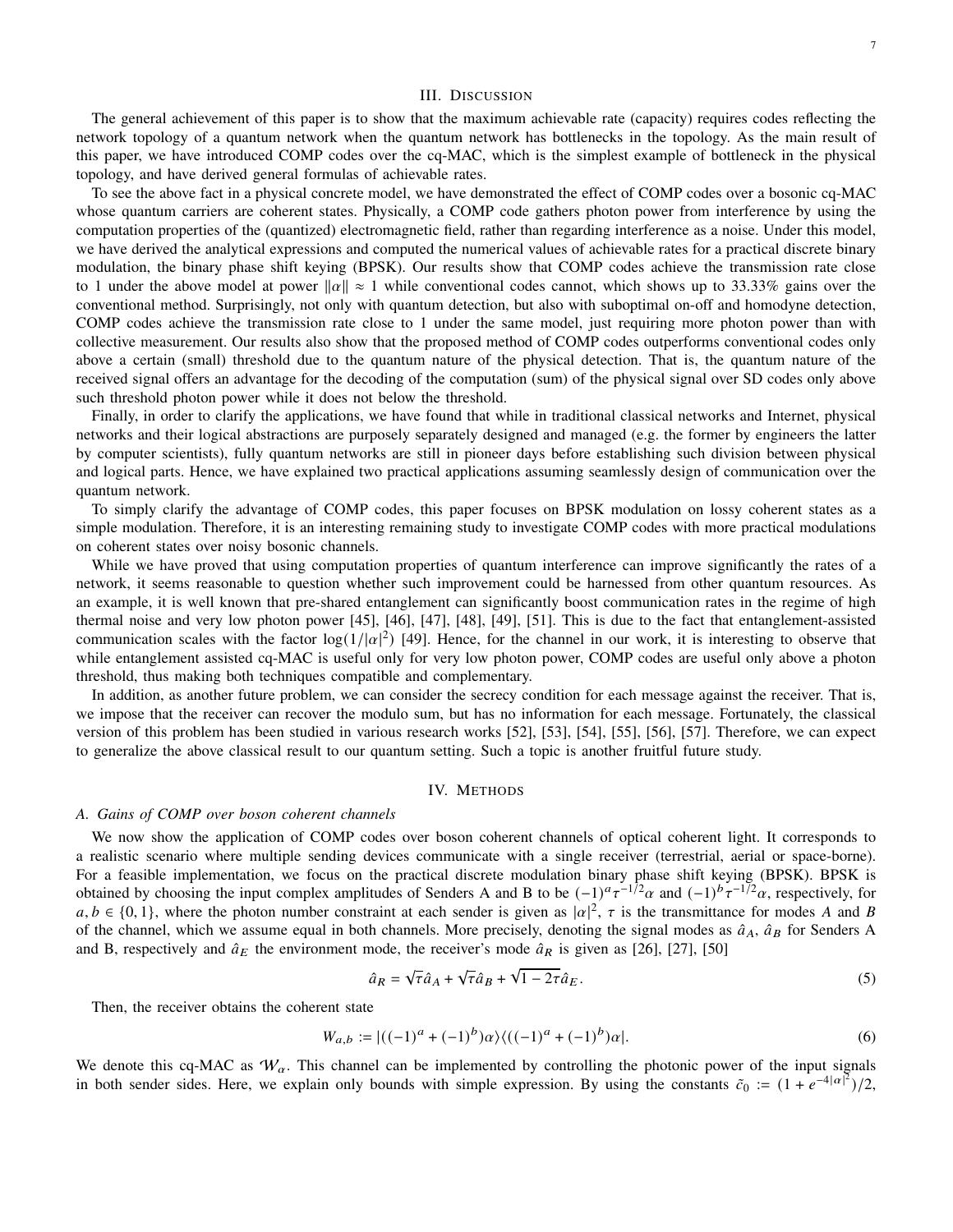# III. Discussion

The general achievement of this paper is to show that the maximum achievable rate (capacity) requires codes reflecting the network topology of a quantum network when the quantum network has bottlenecks in the topology. As the main result of this paper, we have introduced COMP codes over the cq-MAC, which is the simplest example of bottleneck in the physical topology, and have derived general formulas of achievable rates.

To see the above fact in a physical concrete model, we have demonstrated the effect of COMP codes over a bosonic cq-MAC whose quantum carriers are coherent states. Physically, a COMP code gathers photon power from interference by using the computation properties of the (quantized) electromagnetic field, rather than regarding interference as a noise. Under this model, we have derived the analytical expressions and computed the numerical values of achievable rates for a practical discrete binary modulation, the binary phase shift keying (BPSK). Our results show that COMP codes achieve the transmission rate close to 1 under the above model at power $\|\alpha\| \approx 1$ while conventional codes cannot, which shows up to 33.33% gains over the conventional method. Surprisingly, not only with quantum detection, but also with suboptimal on-off and homodyne detection, COMP codes achieve the transmission rate close to 1 under the same model, just requiring more photon power than with collective measurement. Our results also show that the proposed method of COMP codes outperforms conventional codes only above a certain (small) threshold due to the quantum nature of the physical detection. That is, the quantum nature of the received signal offers an advantage for the decoding of the computation (sum) of the physical signal over SD codes only above such threshold photon power while it does not below the threshold.

Finally, in order to clarify the applications, we have found that while in traditional classical networks and Internet, physical networks and their logical abstractions are purposely separately designed and managed (e.g. the former by engineers the latter by computer scientists), fully quantum networks are still in pioneer days before establishing such division between physical and logical parts. Hence, we have explained two practical applications assuming seamlessly design of communication over the quantum network.

To simply clarify the advantage of COMP codes, this paper focuses on BPSK modulation on lossy coherent states as a simple modulation. Therefore, it is an interesting remaining study to investigate COMP codes with more practical modulations on coherent states over noisy bosonic channels.

While we have proved that using computation properties of quantum interference can improve significantly the rates of a network, it seems reasonable to question whether such improvement could be harnessed from other quantum resources. As an example, it is well known that pre-shared entanglement can significantly boost communication rates in the regime of high thermal noise and very low photon power [45], [46], [47], [48], [49], [51]. This is due to the fact that entanglement-assisted communication scales with the factor $\log(1/|\alpha|^2)$ [49]. Hence, for the channel in our work, it is interesting to observe that while entanglement assisted cq-MAC is useful only for very low photon power, COMP codes are useful only above a photon threshold, thus making both techniques compatible and complementary.

In addition, as another future problem, we can consider the secrecy condition for each message against the receiver. That is, we impose that the receiver can recover the modulo sum, but has no information for each message. Fortunately, the classical version of this problem has been studied in various research works [52], [53], [54], [55], [56], [57]. Therefore, we can expect to generalize the above classical result to our quantum setting. Such a topic is another fruitful future study.

# IV. Methods

## A. Gains of COMP over boson coherent channels

We now show the application of COMP codes over boson coherent channels of optical coherent light. It corresponds to a realistic scenario where multiple sending devices communicate with a single receiver (terrestrial, aerial or space-borne). For a feasible implementation, we focus on the practical discrete modulation binary phase shift keying (BPSK). BPSK is obtained by choosing the input complex amplitudes of Senders A and B to be $(-1)^a\tau^{-1/2}\alpha$ and $(-1)^b\tau^{-1/2}\alpha$, respectively, for $a, b \in \{0, 1\}$, where the photon number constraint at each sender is given as $|\alpha|^2$, $\tau$ is the transmittance for modes $A$ and $B$ of the channel, which we assume equal in both channels. More precisely, denoting the signal modes as $\hat{a}_A$, $\hat{a}_B$ for Senders A and B, respectively and $\hat{a}_E$ the environment mode, the receiver's mode $\hat{a}_R$ is given as [26], [27], [50]

$$\hat{a}_R = \sqrt{\tau}\hat{a}_A + \sqrt{\tau}\hat{a}_B + \sqrt{1-2\tau}\hat{a}_E. \tag{5}$$

Then, the receiver obtains the coherent state

$$W_{a,b} := |((-1)^a + (-1)^b)\alpha\rangle\langle((-1)^a + (-1)^b)\alpha|. \tag{6}$$

We denote this cq-MAC as $\mathcal{W}_\alpha$. This channel can be implemented by controlling the photonic power of the input signals in both sender sides. Here, we explain only bounds with simple expression. By using the constants $\tilde{c}_0 := (1 + e^{-4|\alpha|^2})/2$,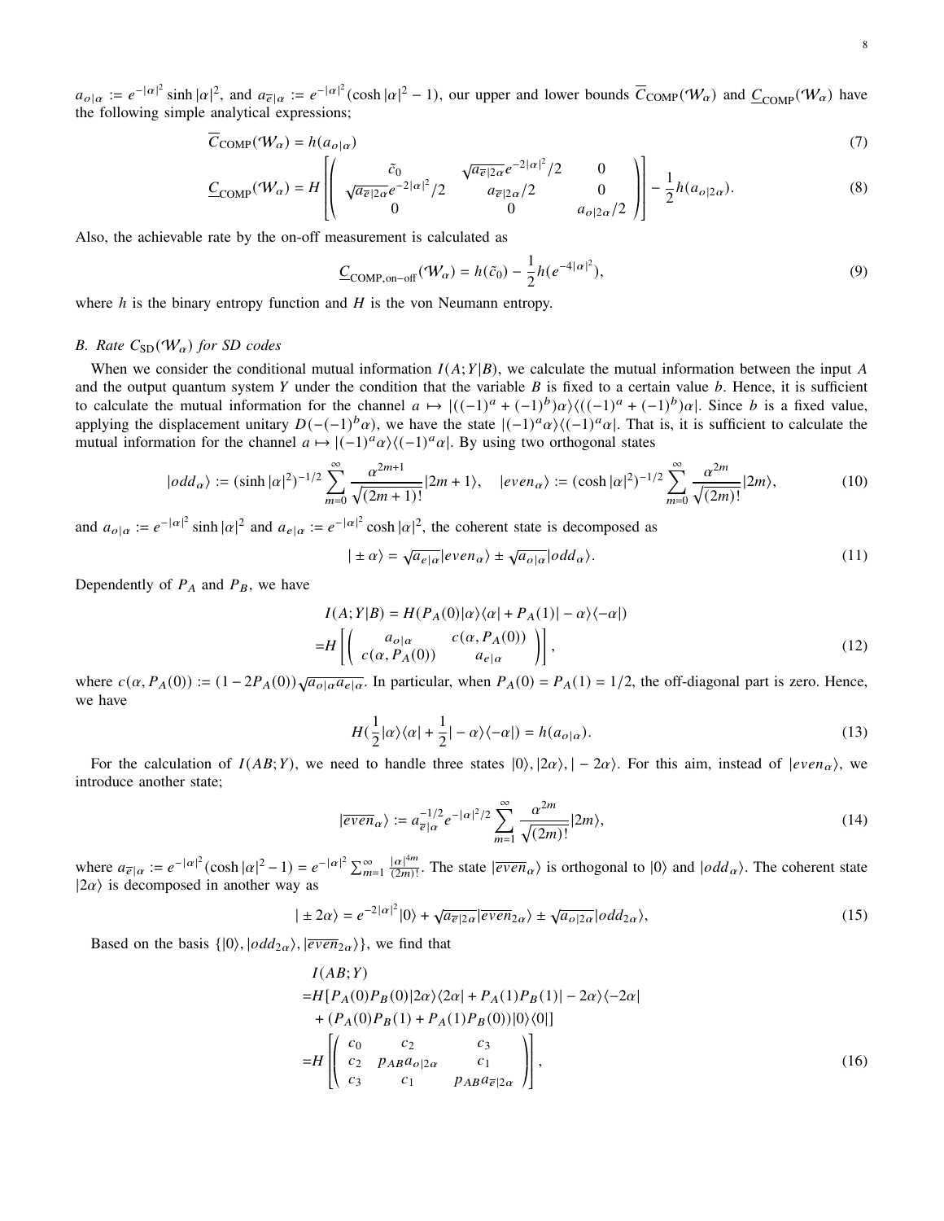$a_{o|\alpha} := e^{-|\alpha|^2}\sinh|\alpha|^2$, and $a_{\overline{e}|\alpha} := e^{-|\alpha|^2}(\cosh|\alpha|^2 - 1)$, our upper and lower bounds $\overline{C}_{\text{COMP}}(\mathcal{W}_\alpha)$ and $\underline{C}_{\text{COMP}}(\mathcal{W}_\alpha)$ have the following simple analytical expressions;

$$\overline{C}_{\text{COMP}}(\mathcal{W}_\alpha) = h(a_{o|\alpha}) \tag{7}$$

$$\underline{C}_{\text{COMP}}(\mathcal{W}_\alpha) = H\left[\begin{pmatrix} \tilde{c}_0 & \sqrt{a_{\overline{e}|2\alpha}}e^{-2|\alpha|^2}/2 & 0 \\ \sqrt{a_{\overline{e}|2\alpha}}e^{-2|\alpha|^2}/2 & a_{\overline{e}|2\alpha}/2 & 0 \\ 0 & 0 & a_{o|2\alpha}/2 \end{pmatrix}\right] - \frac{1}{2}h(a_{o|2\alpha}). \tag{8}$$

Also, the achievable rate by the on-off measurement is calculated as

$$\underline{C}_{\text{COMP,on-off}}(\mathcal{W}_\alpha) = h(\tilde{c}_0) - \frac{1}{2}h(e^{-4|\alpha|^2}), \tag{9}$$

where $h$ is the binary entropy function and $H$ is the von Neumann entropy.

### B. Rate $C_{\text{SD}}(\mathcal{W}_\alpha)$ for SD codes

When we consider the conditional mutual information $I(A;Y|B)$, we calculate the mutual information between the input $A$ and the output quantum system $Y$ under the condition that the variable $B$ is fixed to a certain value $b$. Hence, it is sufficient to calculate the mutual information for the channel $a \mapsto |((-1)^a + (-1)^b)\alpha\rangle\langle((-1)^a + (-1)^b)\alpha|$. Since $b$ is a fixed value, applying the displacement unitary $D(-(-1)^b\alpha)$, we have the state $|(-1)^a\alpha\rangle\langle(-1)^a\alpha|$. That is, it is sufficient to calculate the mutual information for the channel $a \mapsto |(-1)^a\alpha\rangle\langle(-1)^a\alpha|$. By using two orthogonal states

$$|odd_\alpha\rangle := (\sinh|\alpha|^2)^{-1/2}\sum_{m=0}^{\infty}\frac{\alpha^{2m+1}}{\sqrt{(2m+1)!}}|2m+1\rangle, \quad |even_\alpha\rangle := (\cosh|\alpha|^2)^{-1/2}\sum_{m=0}^{\infty}\frac{\alpha^{2m}}{\sqrt{(2m)!}}|2m\rangle, \tag{10}$$

and $a_{o|\alpha} := e^{-|\alpha|^2}\sinh|\alpha|^2$ and $a_{e|\alpha} := e^{-|\alpha|^2}\cosh|\alpha|^2$, the coherent state is decomposed as

$$|\pm\alpha\rangle = \sqrt{a_{e|\alpha}}|even_\alpha\rangle \pm \sqrt{a_{o|\alpha}}|odd_\alpha\rangle. \tag{11}$$

Dependently of $P_A$ and $P_B$, we have

$$\begin{aligned} &I(A;Y|B) = H(P_A(0)|\alpha\rangle\langle\alpha| + P_A(1)|-\alpha\rangle\langle-\alpha|) \\ =&H\left[\begin{pmatrix} a_{o|\alpha} & c(\alpha, P_A(0)) \\ c(\alpha, P_A(0)) & a_{e|\alpha} \end{pmatrix}\right], \end{aligned} \tag{12}$$

where $c(\alpha, P_A(0)) := (1 - 2P_A(0))\sqrt{a_{o|\alpha}a_{e|\alpha}}$. In particular, when $P_A(0) = P_A(1) = 1/2$, the off-diagonal part is zero. Hence, we have

$$H(\frac{1}{2}|\alpha\rangle\langle\alpha| + \frac{1}{2}|-\alpha\rangle\langle-\alpha|) = h(a_{o|\alpha}). \tag{13}$$

For the calculation of $I(AB;Y)$, we need to handle three states $|0\rangle, |2\alpha\rangle, |-2\alpha\rangle$. For this aim, instead of $|even_\alpha\rangle$, we introduce another state;

$$|\overline{even}_\alpha\rangle := a_{\overline{e}|\alpha}^{-1/2}e^{-|\alpha|^2/2}\sum_{m=1}^{\infty}\frac{\alpha^{2m}}{\sqrt{(2m)!}}|2m\rangle, \tag{14}$$

where $a_{\overline{e}|\alpha} := e^{-|\alpha|^2}(\cosh|\alpha|^2 - 1) = e^{-|\alpha|^2}\sum_{m=1}^{\infty}\frac{|\alpha|^{4m}}{(2m)!}$. The state $|\overline{even}_\alpha\rangle$ is orthogonal to $|0\rangle$ and $|odd_\alpha\rangle$. The coherent state $|2\alpha\rangle$ is decomposed in another way as

$$|\pm 2\alpha\rangle = e^{-2|\alpha|^2}|0\rangle + \sqrt{a_{\overline{e}|2\alpha}}|\overline{even}_{2\alpha}\rangle \pm \sqrt{a_{o|2\alpha}}|odd_{2\alpha}\rangle, \tag{15}$$

Based on the basis $\{|0\rangle, |odd_{2\alpha}\rangle, |\overline{even}_{2\alpha}\rangle\}$, we find that

$$\begin{aligned} &I(AB;Y) \\ =&H[P_A(0)P_B(0)|2\alpha\rangle\langle 2\alpha| + P_A(1)P_B(1)|-2\alpha\rangle\langle-2\alpha| \\ &+ (P_A(0)P_B(1) + P_A(1)P_B(0))|0\rangle\langle 0|] \\ =&H\left[\begin{pmatrix} c_0 & c_2 & c_3 \\ c_2 & p_{AB}a_{o|2\alpha} & c_1 \\ c_3 & c_1 & p_{AB}a_{\overline{e}|2\alpha} \end{pmatrix}\right], \end{aligned} \tag{16}$$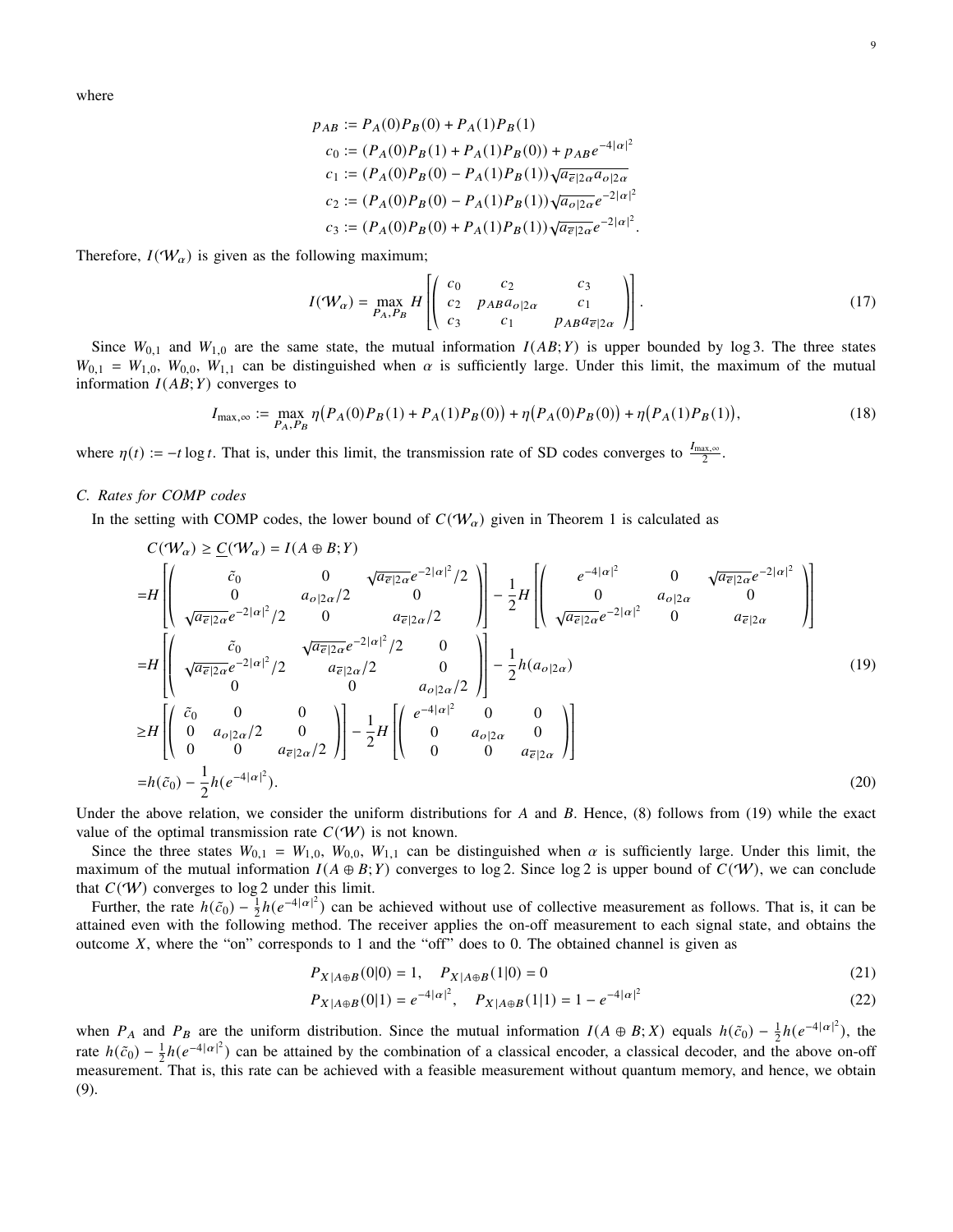where

$$
\begin{aligned}
p_{AB} &:= P_A(0)P_B(0) + P_A(1)P_B(1) \\
c_0 &:= (P_A(0)P_B(1) + P_A(1)P_B(0)) + p_{AB}e^{-4|\alpha|^2} \\
c_1 &:= (P_A(0)P_B(0) - P_A(1)P_B(1))\sqrt{a_{\overline{e}|2\alpha}a_{o|2\alpha}} \\
c_2 &:= (P_A(0)P_B(0) - P_A(1)P_B(1))\sqrt{a_{o|2\alpha}}e^{-2|\alpha|^2} \\
c_3 &:= (P_A(0)P_B(0) + P_A(1)P_B(1))\sqrt{a_{\overline{e}|2\alpha}}e^{-2|\alpha|^2}.
\end{aligned}
$$

Therefore, $I(\mathcal{W}_\alpha)$ is given as the following maximum;

$$
I(\mathcal{W}_\alpha) = \max_{P_A,P_B} H\left[\begin{pmatrix} c_0 & c_2 & c_3 \\ c_2 & p_{AB}a_{o|2\alpha} & c_1 \\ c_3 & c_1 & p_{AB}a_{\overline{e}|2\alpha} \end{pmatrix}\right]. \tag{17}
$$

Since $W_{0,1}$ and $W_{1,0}$ are the same state, the mutual information $I(AB;Y)$ is upper bounded by $\log 3$. The three states $W_{0,1} = W_{1,0}$, $W_{0,0}$, $W_{1,1}$ can be distinguished when $\alpha$ is sufficiently large. Under this limit, the maximum of the mutual information $I(AB;Y)$ converges to

$$
I_{\max,\infty} := \max_{P_A,P_B} \eta\big(P_A(0)P_B(1) + P_A(1)P_B(0)\big) + \eta\big(P_A(0)P_B(0)\big) + \eta\big(P_A(1)P_B(1)\big), \tag{18}
$$

where $\eta(t) := -t\log t$. That is, under this limit, the transmission rate of SD codes converges to $\frac{I_{\max,\infty}}{2}$.

### C. Rates for COMP codes

In the setting with COMP codes, the lower bound of $C(\mathcal{W}_\alpha)$ given in Theorem 1 is calculated as

$$
\begin{aligned}
&C(\mathcal{W}_\alpha) \ge \underline{C}(\mathcal{W}_\alpha) = I(A\oplus B;Y) \\
=&H\left[\begin{pmatrix} \tilde{c}_0 & 0 & \sqrt{a_{\overline{e}|2\alpha}}e^{-2|\alpha|^2}/2 \\ 0 & a_{o|2\alpha}/2 & 0 \\ \sqrt{a_{\overline{e}|2\alpha}}e^{-2|\alpha|^2}/2 & 0 & a_{\overline{e}|2\alpha}/2 \end{pmatrix}\right] - \frac{1}{2}H\left[\begin{pmatrix} e^{-4|\alpha|^2} & 0 & \sqrt{a_{\overline{e}|2\alpha}}e^{-2|\alpha|^2} \\ 0 & a_{o|2\alpha} & 0 \\ \sqrt{a_{\overline{e}|2\alpha}}e^{-2|\alpha|^2} & 0 & a_{\overline{e}|2\alpha} \end{pmatrix}\right] \\
=&H\left[\begin{pmatrix} \tilde{c}_0 & \sqrt{a_{\overline{e}|2\alpha}}e^{-2|\alpha|^2}/2 & 0 \\ \sqrt{a_{\overline{e}|2\alpha}}e^{-2|\alpha|^2}/2 & a_{\overline{e}|2\alpha}/2 & 0 \\ 0 & 0 & a_{o|2\alpha}/2 \end{pmatrix}\right] - \frac{1}{2}h(a_{o|2\alpha}) \qquad (19) \\
\ge&H\left[\begin{pmatrix} \tilde{c}_0 & 0 & 0 \\ 0 & a_{o|2\alpha}/2 & 0 \\ 0 & 0 & a_{\overline{e}|2\alpha}/2 \end{pmatrix}\right] - \frac{1}{2}H\left[\begin{pmatrix} e^{-4|\alpha|^2} & 0 & 0 \\ 0 & a_{o|2\alpha} & 0 \\ 0 & 0 & a_{\overline{e}|2\alpha} \end{pmatrix}\right] \\
=&h(\tilde{c}_0) - \frac{1}{2}h(e^{-4|\alpha|^2}). \qquad (20)
\end{aligned}
$$

Under the above relation, we consider the uniform distributions for $A$ and $B$. Hence, (8) follows from (19) while the exact value of the optimal transmission rate $C(\mathcal{W})$ is not known.

Since the three states $W_{0,1} = W_{1,0}$, $W_{0,0}$, $W_{1,1}$ can be distinguished when $\alpha$ is sufficiently large. Under this limit, the maximum of the mutual information $I(A\oplus B;Y)$ converges to $\log 2$. Since $\log 2$ is upper bound of $C(\mathcal{W})$, we can conclude that $C(\mathcal{W})$ converges to $\log 2$ under this limit.

Further, the rate $h(\tilde{c}_0) - \frac{1}{2}h(e^{-4|\alpha|^2})$ can be achieved without use of collective measurement as follows. That is, it can be attained even with the following method. The receiver applies the on-off measurement to each signal state, and obtains the outcome $X$, where the "on" corresponds to 1 and the "off" does to 0. The obtained channel is given as

$$
P_{X|A\oplus B}(0|0) = 1, \quad P_{X|A\oplus B}(1|0) = 0 \tag{21}
$$

$$
P_{X|A\oplus B}(0|1) = e^{-4|\alpha|^2}, \quad P_{X|A\oplus B}(1|1) = 1 - e^{-4|\alpha|^2} \tag{22}
$$

when $P_A$ and $P_B$ are the uniform distribution. Since the mutual information $I(A\oplus B;X)$ equals $h(\tilde{c}_0) - \frac{1}{2}h(e^{-4|\alpha|^2})$, the rate $h(\tilde{c}_0) - \frac{1}{2}h(e^{-4|\alpha|^2})$ can be attained by the combination of a classical encoder, a classical decoder, and the above on-off measurement. That is, this rate can be achieved with a feasible measurement without quantum memory, and hence, we obtain (9).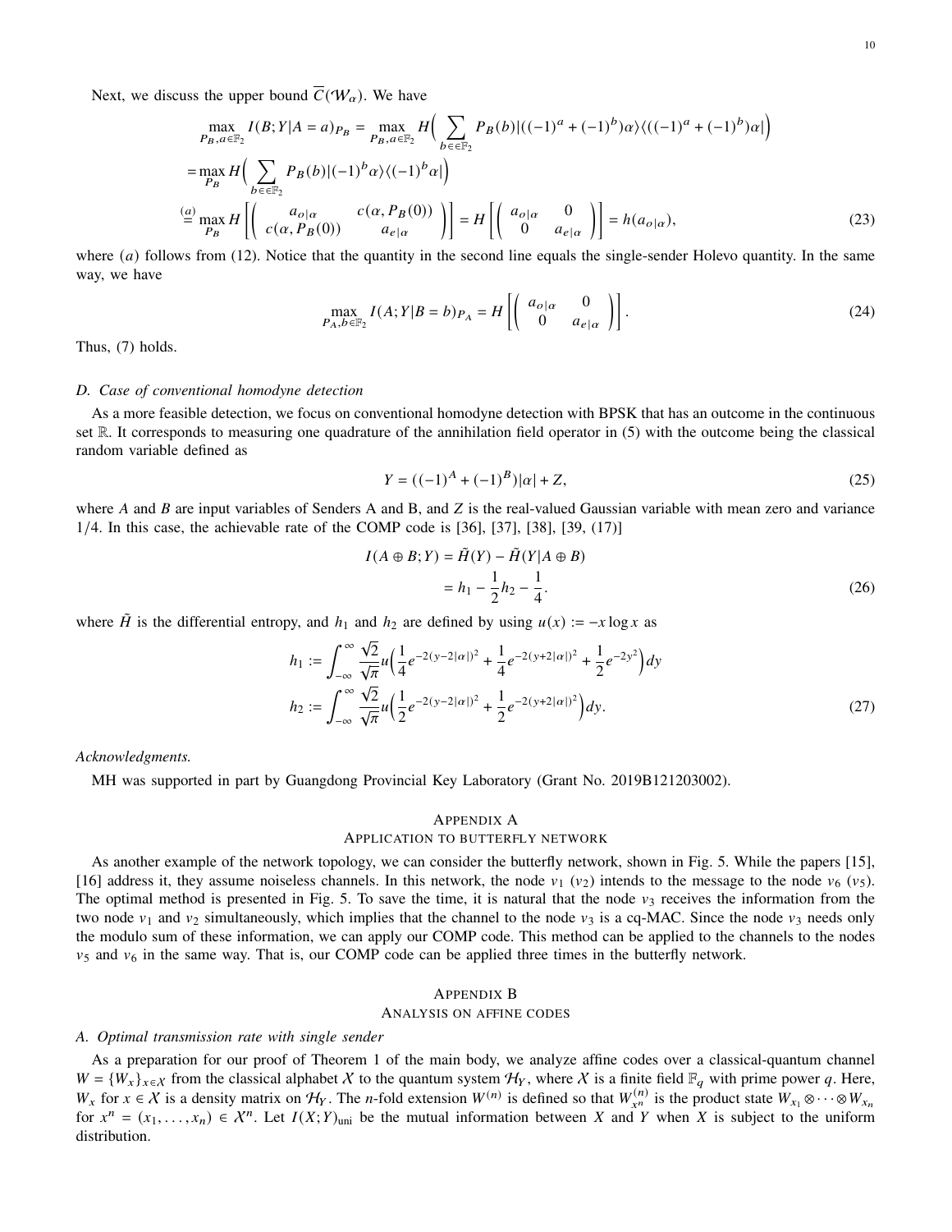Next, we discuss the upper bound $\overline{C}(\mathcal{W}_\alpha)$. We have

$$
\begin{aligned}
&\max_{P_B, a\in\mathbb{F}_2} I(B;Y|A=a)_{P_B} = \max_{P_B, a\in\mathbb{F}_2} H\Big(\sum_{b\in\in\mathbb{F}_2} P_B(b)|((-1)^a+(-1)^b)\alpha\rangle\langle((-1)^a+(-1)^b)\alpha|\Big) \\
=&\max_{P_B} H\Big(\sum_{b\in\in\mathbb{F}_2} P_B(b)|(-1)^b\alpha\rangle\langle(-1)^b\alpha|\Big) \\
\overset{(a)}{=}&\max_{P_B} H\left[\begin{pmatrix} a_{o|\alpha} & c(\alpha,P_B(0)) \\ c(\alpha,P_B(0)) & a_{e|\alpha} \end{pmatrix}\right] = H\left[\begin{pmatrix} a_{o|\alpha} & 0 \\ 0 & a_{e|\alpha} \end{pmatrix}\right] = h(a_{o|\alpha}),
\end{aligned} \tag{23}
$$

where $(a)$ follows from (12). Notice that the quantity in the second line equals the single-sender Holevo quantity. In the same way, we have

$$
\max_{P_A, b\in\mathbb{F}_2} I(A;Y|B=b)_{P_A} = H\left[\begin{pmatrix} a_{o|\alpha} & 0 \\ 0 & a_{e|\alpha} \end{pmatrix}\right]. \tag{24}
$$

Thus, (7) holds.

### D. Case of conventional homodyne detection

As a more feasible detection, we focus on conventional homodyne detection with BPSK that has an outcome in the continuous set $\mathbb{R}$. It corresponds to measuring one quadrature of the annihilation field operator in (5) with the outcome being the classical random variable defined as

$$
Y = ((-1)^A + (-1)^B)|\alpha| + Z, \tag{25}
$$

where $A$ and $B$ are input variables of Senders A and B, and $Z$ is the real-valued Gaussian variable with mean zero and variance 1/4. In this case, the achievable rate of the COMP code is [36], [37], [38], [39, (17)]

$$
\begin{aligned}
I(A\oplus B;Y) &= \tilde{H}(Y) - \tilde{H}(Y|A\oplus B) \\
&= h_1 - \frac{1}{2}h_2 - \frac{1}{4}.
\end{aligned} \tag{26}
$$

where $\tilde{H}$ is the differential entropy, and $h_1$ and $h_2$ are defined by using $u(x) := -x\log x$ as

$$
\begin{aligned}
h_1 &:= \int_{-\infty}^{\infty} \frac{\sqrt{2}}{\sqrt{\pi}} u\Big(\frac{1}{4}e^{-2(y-2|\alpha|)^2} + \frac{1}{4}e^{-2(y+2|\alpha|)^2} + \frac{1}{2}e^{-2y^2}\Big)dy \\
h_2 &:= \int_{-\infty}^{\infty} \frac{\sqrt{2}}{\sqrt{\pi}} u\Big(\frac{1}{2}e^{-2(y-2|\alpha|)^2} + \frac{1}{2}e^{-2(y+2|\alpha|)^2}\Big)dy.
\end{aligned} \tag{27}
$$

*Acknowledgments.*

MH was supported in part by Guangdong Provincial Key Laboratory (Grant No. 2019B121203002).

## Appendix A
## Application to butterfly network

As another example of the network topology, we can consider the butterfly network, shown in Fig. 5. While the papers [15], [16] address it, they assume noiseless channels. In this network, the node $v_1$ ($v_2$) intends to the message to the node $v_6$ ($v_5$). The optimal method is presented in Fig. 5. To save the time, it is natural that the node $v_3$ receives the information from the two node $v_1$ and $v_2$ simultaneously, which implies that the channel to the node $v_3$ is a cq-MAC. Since the node $v_3$ needs only the modulo sum of these information, we can apply our COMP code. This method can be applied to the channels to the nodes $v_5$ and $v_6$ in the same way. That is, our COMP code can be applied three times in the butterfly network.

## Appendix B
## Analysis on affine codes

### A. Optimal transmission rate with single sender

As a preparation for our proof of Theorem 1 of the main body, we analyze affine codes over a classical-quantum channel $W = \{W_x\}_{x\in\mathcal{X}}$ from the classical alphabet $\mathcal{X}$ to the quantum system $\mathcal{H}_Y$, where $\mathcal{X}$ is a finite field $\mathbb{F}_q$ with prime power $q$. Here, $W_x$ for $x \in \mathcal{X}$ is a density matrix on $\mathcal{H}_Y$. The $n$-fold extension $W^{(n)}$ is defined so that $W^{(n)}_{x^n}$ is the product state $W_{x_1}\otimes\cdots\otimes W_{x_n}$ for $x^n = (x_1,\ldots,x_n) \in \mathcal{X}^n$. Let $I(X;Y)_{\rm uni}$ be the mutual information between $X$ and $Y$ when $X$ is subject to the uniform distribution.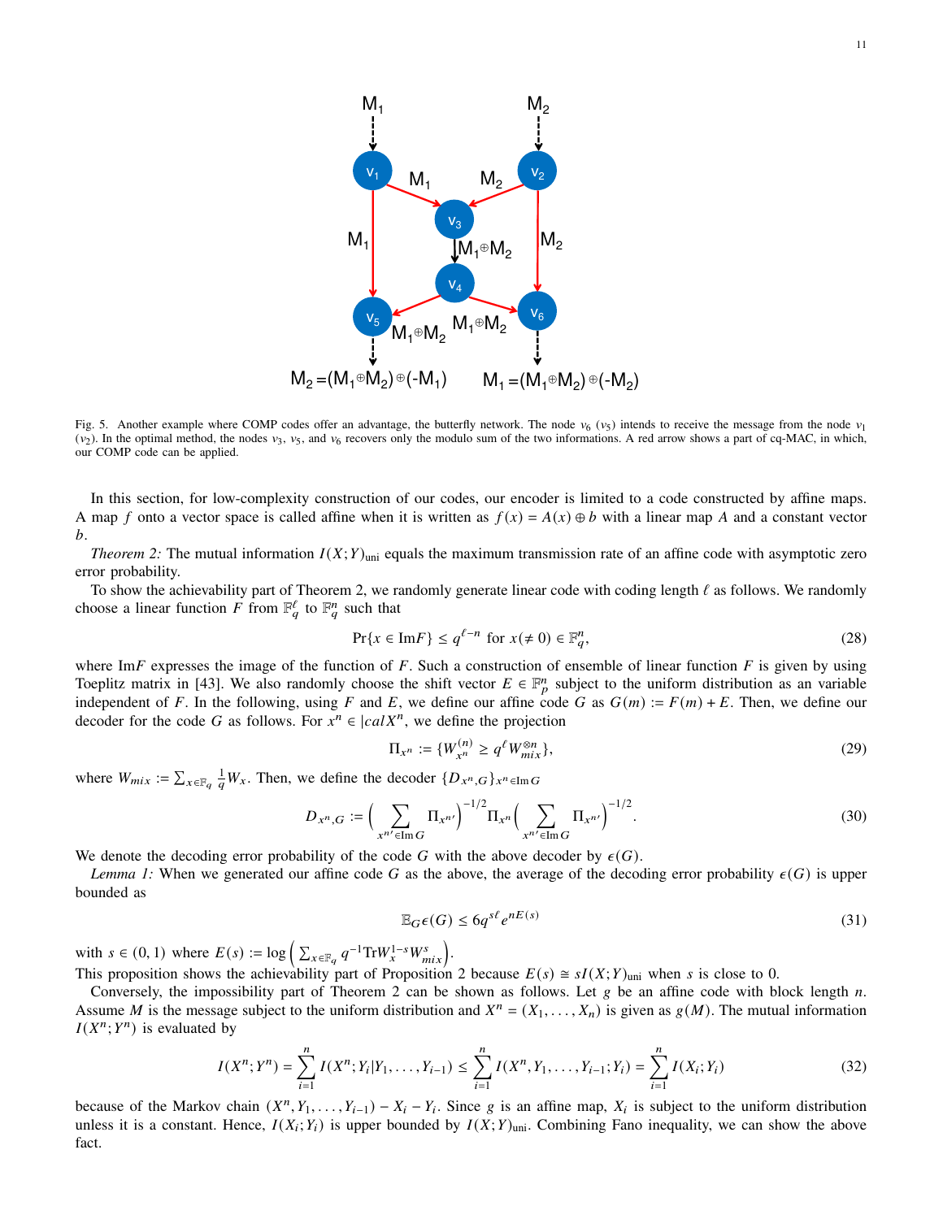M$_1$

M$_2$

v$_1$ v$_2$ v$_3$ v$_4$ v$_5$ v$_6$

M$_1$ M$_2$ M$_1$ M$_2$

M$_1$⊕M$_2$ M$_1$⊕M$_2$ M$_1$⊕M$_2$

M$_2$=(M$_1$⊕M$_2$)⊕(-M$_1$)

M$_1$=(M$_1$⊕M$_2$)⊕(-M$_2$)

Fig. 5. Another example where COMP codes offer an advantage, the butterfly network. The node $v_6$ ($v_5$) intends to receive the message from the node $v_1$ ($v_2$). In the optimal method, the nodes $v_3$, $v_5$, and $v_6$ recovers only the modulo sum of the two informations. A red arrow shows a part of cq-MAC, in which, our COMP code can be applied.

In this section, for low-complexity construction of our codes, our encoder is limited to a code constructed by affine maps. A map $f$ onto a vector space is called affine when it is written as $f(x) = A(x) \oplus b$ with a linear map $A$ and a constant vector $b$.

*Theorem 2:* The mutual information $I(X;Y)_{\rm uni}$ equals the maximum transmission rate of an affine code with asymptotic zero error probability.

To show the achievability part of Theorem 2, we randomly generate linear code with coding length $\ell$ as follows. We randomly choose a linear function $F$ from $\mathbb{F}_q^\ell$ to $\mathbb{F}_q^n$ such that

$$\Pr\{x \in {\rm Im} F\} \le q^{\ell-n} \text{ for } x (\neq 0) \in \mathbb{F}_q^n, \tag{28}$$

where ${\rm Im}F$ expresses the image of the function of $F$. Such a construction of ensemble of linear function $F$ is given by using Toeplitz matrix in [43]. We also randomly choose the shift vector $E \in \mathbb{F}_p^n$ subject to the uniform distribution as an variable independent of $F$. In the following, using $F$ and $E$, we define our affine code $G$ as $G(m) := F(m) + E$. Then, we define our decoder for the code $G$ as follows. For $x^n \in |calX^n$, we define the projection

$$\Pi_{x^n} := \{W_{x^n}^{(n)} \ge q^\ell W_{mix}^{\otimes n}\}, \tag{29}$$

where $W_{mix} := \sum_{x \in \mathbb{F}_q} \frac{1}{q} W_x$. Then, we define the decoder $\{D_{x^n,G}\}_{x^n \in {\rm Im}\, G}$

$$D_{x^n,G} := \Big( \sum_{x^{n\prime} \in {\rm Im}\, G} \Pi_{x^{n\prime}} \Big)^{-1/2} \Pi_{x^n} \Big( \sum_{x^{n\prime} \in {\rm Im}\, G} \Pi_{x^{n\prime}} \Big)^{-1/2}. \tag{30}$$

We denote the decoding error probability of the code $G$ with the above decoder by $\epsilon(G)$.

*Lemma 1:* When we generated our affine code $G$ as the above, the average of the decoding error probability $\epsilon(G)$ is upper bounded as

$$\mathbb{E}_G \epsilon(G) \le 6 q^{s\ell} e^{nE(s)} \tag{31}$$

with $s \in (0,1)$ where $E(s) := \log \Big( \sum_{x \in \mathbb{F}_q} q^{-1} {\rm Tr} W_x^{1-s} W_{mix}^s \Big)$.

This proposition shows the achievability part of Proposition 2 because $E(s) \cong sI(X;Y)_{\rm uni}$ when $s$ is close to 0.

Conversely, the impossibility part of Theorem 2 can be shown as follows. Let $g$ be an affine code with block length $n$. Assume $M$ is the message subject to the uniform distribution and $X^n = (X_1, \ldots, X_n)$ is given as $g(M)$. The mutual information $I(X^n;Y^n)$ is evaluated by

$$I(X^n;Y^n) = \sum_{i=1}^n I(X^n;Y_i|Y_1,\ldots,Y_{i-1}) \le \sum_{i=1}^n I(X^n,Y_1,\ldots,Y_{i-1};Y_i) = \sum_{i=1}^n I(X_i;Y_i) \tag{32}$$

because of the Markov chain $(X^n, Y_1, \ldots, Y_{i-1}) - X_i - Y_i$. Since $g$ is an affine map, $X_i$ is subject to the uniform distribution unless it is a constant. Hence, $I(X_i;Y_i)$ is upper bounded by $I(X;Y)_{\rm uni}$. Combining Fano inequality, we can show the above fact.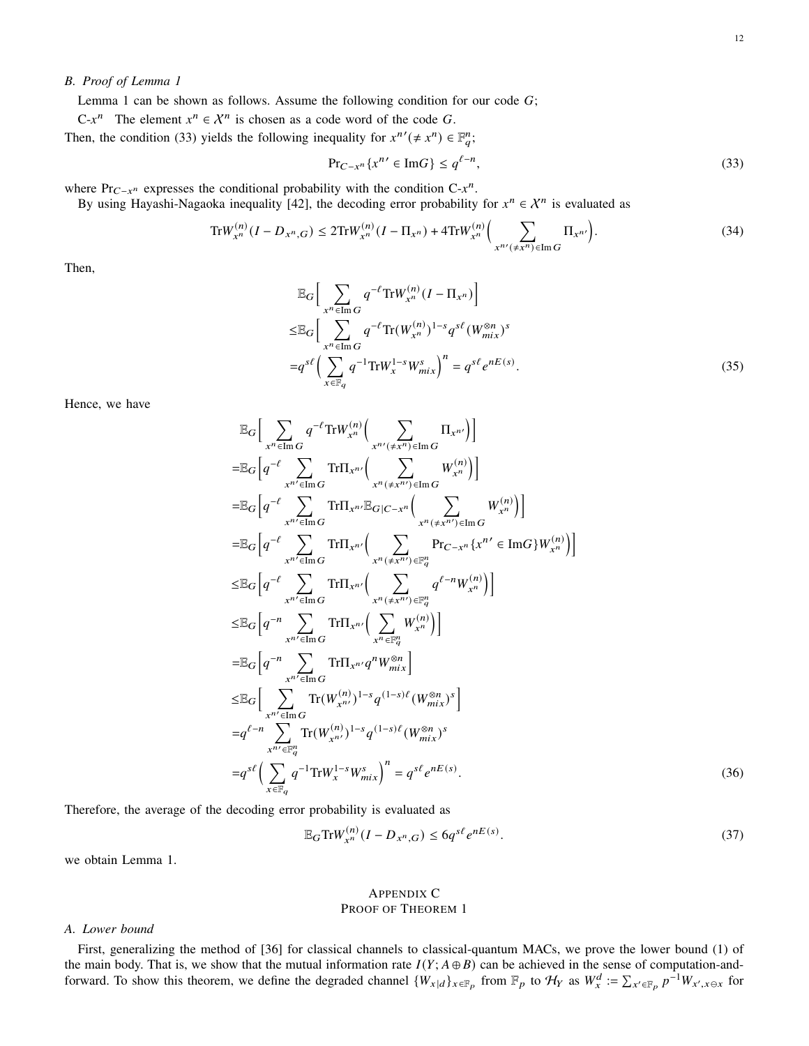### B. Proof of Lemma 1

Lemma 1 can be shown as follows. Assume the following condition for our code $G$;

C-$x^n$ The element $x^n \in \mathcal{X}^n$ is chosen as a code word of the code $G$.

Then, the condition (33) yields the following inequality for $x^{n\prime}(\neq x^n) \in \mathbb{F}_q^n$;

$$
\Pr_{C-x^n}\{x^{n\prime} \in \operatorname{Im} G\} \le q^{\ell-n}, \tag{33}
$$

where $\Pr_{C-x^n}$ expresses the conditional probability with the condition C-$x^n$.

By using Hayashi-Nagaoka inequality [42], the decoding error probability for $x^n \in \mathcal{X}^n$ is evaluated as

$$
\operatorname{Tr} W_{x^n}^{(n)}(I - D_{x^n,G}) \le 2\operatorname{Tr} W_{x^n}^{(n)}(I - \Pi_{x^n}) + 4\operatorname{Tr} W_{x^n}^{(n)}\Big(\sum_{x^{n\prime}(\neq x^n)\in \operatorname{Im} G} \Pi_{x^{n\prime}}\Big). \tag{34}
$$

Then,

$$
\begin{aligned}
&\mathbb{E}_G\Big[\sum_{x^n\in \operatorname{Im} G} q^{-\ell}\operatorname{Tr} W_{x^n}^{(n)}(I-\Pi_{x^n})\Big] \\
\le&\mathbb{E}_G\Big[\sum_{x^n\in \operatorname{Im} G} q^{-\ell}\operatorname{Tr}(W_{x^n}^{(n)})^{1-s} q^{s\ell}(W_{mix}^{\otimes n})^s \\
=&q^{s\ell}\Big(\sum_{x\in\mathbb{F}_q} q^{-1}\operatorname{Tr} W_x^{1-s} W_{mix}^s\Big)^n = q^{s\ell} e^{nE(s)}.
\end{aligned} \tag{35}
$$

Hence, we have

$$
\begin{aligned}
&\mathbb{E}_G\Big[\sum_{x^n\in \operatorname{Im} G} q^{-\ell}\operatorname{Tr} W_{x^n}^{(n)}\Big(\sum_{x^{n\prime}(\neq x^n)\in \operatorname{Im} G}\Pi_{x^{n\prime}}\Big)\Big] \\
=&\mathbb{E}_G\Big[q^{-\ell}\sum_{x^{n\prime}\in \operatorname{Im} G}\operatorname{Tr}\Pi_{x^{n\prime}}\Big(\sum_{x^n(\neq x^{n\prime})\in \operatorname{Im} G} W_{x^n}^{(n)}\Big)\Big] \\
=&\mathbb{E}_G\Big[q^{-\ell}\sum_{x^{n\prime}\in \operatorname{Im} G}\operatorname{Tr}\Pi_{x^{n\prime}}\mathbb{E}_{G|C-x^n}\Big(\sum_{x^n(\neq x^{n\prime})\in \operatorname{Im} G} W_{x^n}^{(n)}\Big)\Big] \\
=&\mathbb{E}_G\Big[q^{-\ell}\sum_{x^{n\prime}\in \operatorname{Im} G}\operatorname{Tr}\Pi_{x^{n\prime}}\Big(\sum_{x^n(\neq x^{n\prime})\in \mathbb{F}_q^n} \Pr_{C-x^n}\{x^{n\prime}\in \operatorname{Im} G\} W_{x^n}^{(n)}\Big)\Big] \\
\le&\mathbb{E}_G\Big[q^{-\ell}\sum_{x^{n\prime}\in \operatorname{Im} G}\operatorname{Tr}\Pi_{x^{n\prime}}\Big(\sum_{x^n(\neq x^{n\prime})\in \mathbb{F}_q^n} q^{\ell-n} W_{x^n}^{(n)}\Big)\Big] \\
\le&\mathbb{E}_G\Big[q^{-n}\sum_{x^{n\prime}\in \operatorname{Im} G}\operatorname{Tr}\Pi_{x^{n\prime}}\Big(\sum_{x^n\in \mathbb{F}_q^n} W_{x^n}^{(n)}\Big)\Big] \\
=&\mathbb{E}_G\Big[q^{-n}\sum_{x^{n\prime}\in \operatorname{Im} G}\operatorname{Tr}\Pi_{x^{n\prime}} q^n W_{mix}^{\otimes n}\Big] \\
\le&\mathbb{E}_G\Big[\sum_{x^{n\prime}\in \operatorname{Im} G}\operatorname{Tr}(W_{x^{n\prime}}^{(n)})^{1-s} q^{(1-s)\ell}(W_{mix}^{\otimes n})^s\Big] \\
=&q^{\ell-n}\sum_{x^{n\prime}\in \mathbb{F}_q^n}\operatorname{Tr}(W_{x^{n\prime}}^{(n)})^{1-s} q^{(1-s)\ell}(W_{mix}^{\otimes n})^s \\
=&q^{s\ell}\Big(\sum_{x\in\mathbb{F}_q} q^{-1}\operatorname{Tr} W_x^{1-s} W_{mix}^s\Big)^n = q^{s\ell} e^{nE(s)}.
\end{aligned} \tag{36}
$$

Therefore, the average of the decoding error probability is evaluated as

$$
\mathbb{E}_G \operatorname{Tr} W_{x^n}^{(n)}(I - D_{x^n,G}) \le 6 q^{s\ell} e^{nE(s)}. \tag{37}
$$

we obtain Lemma 1.

## Appendix C
## Proof of Theorem 1

### A. Lower bound

First, generalizing the method of [36] for classical channels to classical-quantum MACs, we prove the lower bound (1) of the main body. That is, we show that the mutual information rate $I(Y; A \oplus B)$ can be achieved in the sense of computation-and-forward. To show this theorem, we define the degraded channel $\{W_{x|d}\}_{x\in\mathbb{F}_p}$ from $\mathbb{F}_p$ to $\mathcal{H}_Y$ as $W_x^d := \sum_{x'\in\mathbb{F}_p} p^{-1} W_{x',x\ominus x}$ for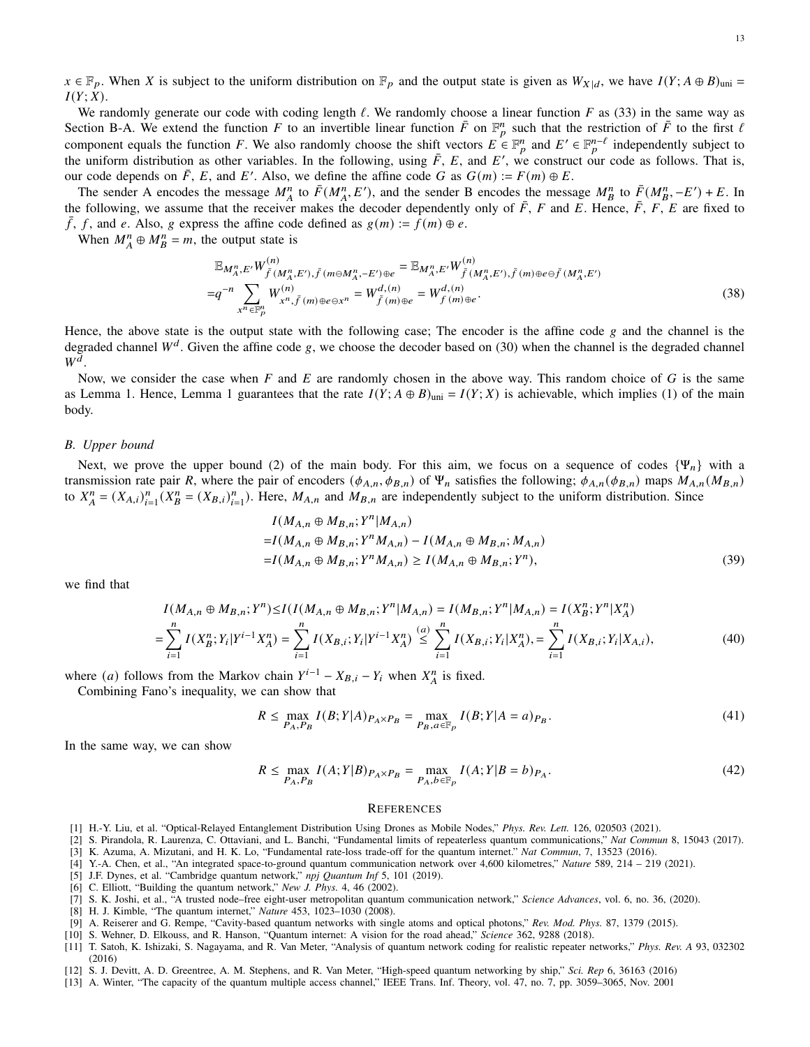$x \in \mathbb{F}_p$. When $X$ is subject to the uniform distribution on $\mathbb{F}_p$ and the output state is given as $W_{X|d}$, we have $I(Y; A \oplus B)_{\text{uni}} = I(Y;X)$.

We randomly generate our code with coding length $\ell$. We randomly choose a linear function $F$ as (33) in the same way as Section B-A. We extend the function $F$ to an invertible linear function $\bar{F}$ on $\mathbb{F}_p^n$ such that the restriction of $\bar{F}$ to the first $\ell$ component equals the function $F$. We also randomly choose the shift vectors $E \in \mathbb{F}_p^n$ and $E' \in \mathbb{F}_p^{n-\ell}$ independently subject to the uniform distribution as other variables. In the following, using $\bar{F}$, $E$, and $E'$, we construct our code as follows. That is, our code depends on $\bar{F}$, $E$, and $E'$. Also, we define the affine code $G$ as $G(m) := F(m) \oplus E$.

The sender A encodes the message $M_A^n$ to $\bar{F}(M_A^n, E')$, and the sender B encodes the message $M_B^n$ to $\bar{F}(M_B^n, -E') + E$. In the following, we assume that the receiver makes the decoder dependently only of $\bar{F}$, $F$ and $E$. Hence, $\bar{F}$, $F$, $E$ are fixed to $\bar{f}$, $f$, and $e$. Also, $g$ express the affine code defined as $g(m) := f(m) \oplus e$.

When $M_A^n \oplus M_B^n = m$, the output state is

$$
\begin{aligned}
&\mathbb{E}_{M_A^n, E'} W^{(n)}_{\bar{f}(M_A^n, E'), \bar{f}(m \ominus M_A^n, -E') \oplus e} = \mathbb{E}_{M_A^n, E'} W^{(n)}_{\bar{f}(M_A^n, E'), \bar{f}(m) \oplus e \ominus \bar{f}(M_A^n, E')} \\
=& q^{-n} \sum_{x^n \in \mathbb{F}_p^n} W^{(n)}_{x^n, \bar{f}(m) \oplus e \ominus x^n} = W^{d,(n)}_{\bar{f}(m) \oplus e} = W^{d,(n)}_{f(m) \oplus e}.
\end{aligned} \tag{38}
$$

Hence, the above state is the output state with the following case; The encoder is the affine code $g$ and the channel is the degraded channel $W^d$. Given the affine code $g$, we choose the decoder based on (30) when the channel is the degraded channel $W^d$.

Now, we consider the case when $F$ and $E$ are randomly chosen in the above way. This random choice of $G$ is the same as Lemma 1. Hence, Lemma 1 guarantees that the rate $I(Y; A \oplus B)_{\text{uni}} = I(Y;X)$ is achievable, which implies (1) of the main body.

### *B. Upper bound*

Next, we prove the upper bound (2) of the main body. For this aim, we focus on a sequence of codes $\{\Psi_n\}$ with a transmission rate pair $R$, where the pair of encoders $(\phi_{A,n}, \phi_{B,n})$ of $\Psi_n$ satisfies the following; $\phi_{A,n}(\phi_{B,n})$ maps $M_{A,n}(M_{B,n})$ to $X_A^n = (X_{A,i})_{i=1}^n (X_B^n = (X_{B,i})_{i=1}^n)$. Here, $M_{A,n}$ and $M_{B,n}$ are independently subject to the uniform distribution. Since

$$
\begin{aligned}
&I(M_{A,n} \oplus M_{B,n}; Y^n | M_{A,n}) \\
=& I(M_{A,n} \oplus M_{B,n}; Y^n M_{A,n}) - I(M_{A,n} \oplus M_{B,n}; M_{A,n}) \\
=& I(M_{A,n} \oplus M_{B,n}; Y^n M_{A,n}) \geq I(M_{A,n} \oplus M_{B,n}; Y^n),
\end{aligned} \tag{39}
$$

we find that

$$
\begin{aligned}
&I(M_{A,n} \oplus M_{B,n}; Y^n) \leq I(I(M_{A,n} \oplus M_{B,n}; Y^n | M_{A,n}) = I(M_{B,n}; Y^n | M_{A,n}) = I(X_B^n; Y^n | X_A^n) \\
=& \sum_{i=1}^n I(X_B^n; Y_i | Y^{i-1} X_A^n) = \sum_{i=1}^n I(X_{B,i}; Y_i | Y^{i-1} X_A^n) \overset{(a)}{\leq} \sum_{i=1}^n I(X_{B,i}; Y_i | X_A^n), = \sum_{i=1}^n I(X_{B,i}; Y_i | X_{A,i}),
\end{aligned} \tag{40}
$$

where $(a)$ follows from the Markov chain $Y^{i-1} - X_{B,i} - Y_i$ when $X_A^n$ is fixed.

Combining Fano's inequality, we can show that

$$
R \leq \max_{P_A, P_B} I(B; Y|A)_{P_A \times P_B} = \max_{P_B, a \in \mathbb{F}_p} I(B; Y|A = a)_{P_B}. \tag{41}
$$

In the same way, we can show

$$
R \leq \max_{P_A, P_B} I(A; Y|B)_{P_A \times P_B} = \max_{P_A, b \in \mathbb{F}_p} I(A; Y|B = b)_{P_A}. \tag{42}
$$

## References

[1] H.-Y. Liu, et al. "Optical-Relayed Entanglement Distribution Using Drones as Mobile Nodes," *Phys. Rev. Lett.* 126, 020503 (2021).

[2] S. Pirandola, R. Laurenza, C. Ottaviani, and L. Banchi, "Fundamental limits of repeaterless quantum communications," *Nat Commun* 8, 15043 (2017).

[3] K. Azuma, A. Mizutani, and H. K. Lo, "Fundamental rate-loss trade-off for the quantum internet." *Nat Commun*, 7, 13523 (2016).

[4] Y.-A. Chen, et al., "An integrated space-to-ground quantum communication network over 4,600 kilometres," *Nature* 589, 214 – 219 (2021).

[5] J.F. Dynes, et al. "Cambridge quantum network," *npj Quantum Inf* 5, 101 (2019).

[6] C. Elliott, "Building the quantum network," *New J. Phys.* 4, 46 (2002).

[7] S. K. Joshi, et al., "A trusted node–free eight-user metropolitan quantum communication network," *Science Advances*, vol. 6, no. 36, (2020).

[8] H. J. Kimble, "The quantum internet," *Nature* 453, 1023–1030 (2008).

[9] A. Reiserer and G. Rempe, "Cavity-based quantum networks with single atoms and optical photons," *Rev. Mod. Phys.* 87, 1379 (2015).

[10] S. Wehner, D. Elkouss, and R. Hanson, "Quantum internet: A vision for the road ahead," *Science* 362, 9288 (2018).

[11] T. Satoh, K. Ishizaki, S. Nagayama, and R. Van Meter, "Analysis of quantum network coding for realistic repeater networks," *Phys. Rev. A* 93, 032302 (2016)

[12] S. J. Devitt, A. D. Greentree, A. M. Stephens, and R. Van Meter, "High-speed quantum networking by ship," *Sci. Rep* 6, 36163 (2016)

[13] A. Winter, "The capacity of the quantum multiple access channel," IEEE Trans. Inf. Theory, vol. 47, no. 7, pp. 3059–3065, Nov. 2001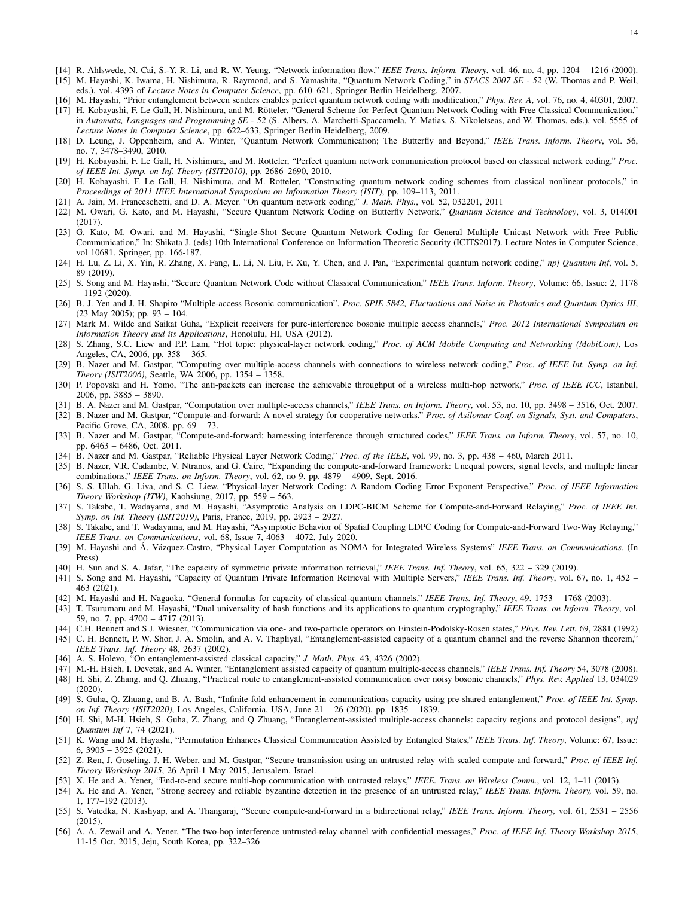[14] R. Ahlswede, N. Cai, S.-Y. R. Li, and R. W. Yeung, "Network information flow," *IEEE Trans. Inform. Theory*, vol. 46, no. 4, pp. 1204 – 1216 (2000).

[15] M. Hayashi, K. Iwama, H. Nishimura, R. Raymond, and S. Yamashita, "Quantum Network Coding," in *STACS 2007 SE - 52* (W. Thomas and P. Weil, eds.), vol. 4393 of *Lecture Notes in Computer Science*, pp. 610–621, Springer Berlin Heidelberg, 2007.

[16] M. Hayashi, "Prior entanglement between senders enables perfect quantum network coding with modification," *Phys. Rev. A*, vol. 76, no. 4, 40301, 2007.

[17] H. Kobayashi, F. Le Gall, H. Nishimura, and M. Rötteler, "General Scheme for Perfect Quantum Network Coding with Free Classical Communication," in *Automata, Languages and Programming SE - 52* (S. Albers, A. Marchetti-Spaccamela, Y. Matias, S. Nikoletseas, and W. Thomas, eds.), vol. 5555 of *Lecture Notes in Computer Science*, pp. 622–633, Springer Berlin Heidelberg, 2009.

[18] D. Leung, J. Oppenheim, and A. Winter, "Quantum Network Communication; The Butterfly and Beyond," *IEEE Trans. Inform. Theory*, vol. 56, no. 7, 3478–3490, 2010.

[19] H. Kobayashi, F. Le Gall, H. Nishimura, and M. Rotteler, "Perfect quantum network communication protocol based on classical network coding," *Proc. of IEEE Int. Symp. on Inf. Theory (ISIT2010)*, pp. 2686–2690, 2010.

[20] H. Kobayashi, F. Le Gall, H. Nishimura, and M. Rotteler, "Constructing quantum network coding schemes from classical nonlinear protocols," in *Proceedings of 2011 IEEE International Symposium on Information Theory (ISIT)*, pp. 109–113, 2011.

[21] A. Jain, M. Franceschetti, and D. A. Meyer. "On quantum network coding," *J. Math. Phys.*, vol. 52, 032201, 2011

[22] M. Owari, G. Kato, and M. Hayashi, "Secure Quantum Network Coding on Butterfly Network," *Quantum Science and Technology*, vol. 3, 014001 (2017).

[23] G. Kato, M. Owari, and M. Hayashi, "Single-Shot Secure Quantum Network Coding for General Multiple Unicast Network with Free Public Communication," In: Shikata J. (eds) 10th International Conference on Information Theoretic Security (ICITS2017). Lecture Notes in Computer Science, vol 10681. Springer, pp. 166-187.

[24] H. Lu, Z. Li, X. Yin, R. Zhang, X. Fang, L. Li, N. Liu, F. Xu, Y. Chen, and J. Pan, "Experimental quantum network coding," *npj Quantum Inf*, vol. 5, 89 (2019).

[25] S. Song and M. Hayashi, "Secure Quantum Network Code without Classical Communication," *IEEE Trans. Inform. Theory*, Volume: 66, Issue: 2, 1178 – 1192 (2020).

[26] B. J. Yen and J. H. Shapiro "Multiple-access Bosonic communication", *Proc. SPIE 5842, Fluctuations and Noise in Photonics and Quantum Optics III*, (23 May 2005); pp. 93 – 104.

[27] Mark M. Wilde and Saikat Guha, "Explicit receivers for pure-interference bosonic multiple access channels," *Proc. 2012 International Symposium on Information Theory and its Applications*, Honolulu, HI, USA (2012).

[28] S. Zhang, S.C. Liew and P.P. Lam, "Hot topic: physical-layer network coding," *Proc. of ACM Mobile Computing and Networking (MobiCom)*, Los Angeles, CA, 2006, pp. 358 – 365.

[29] B. Nazer and M. Gastpar, "Computing over multiple-access channels with connections to wireless network coding," *Proc. of IEEE Int. Symp. on Inf. Theory (ISIT2006)*, Seattle, WA 2006, pp. 1354 – 1358.

[30] P. Popovski and H. Yomo, "The anti-packets can increase the achievable throughput of a wireless multi-hop network," *Proc. of IEEE ICC*, Istanbul, 2006, pp. 3885 – 3890.

[31] B. A. Nazer and M. Gastpar, "Computation over multiple-access channels," *IEEE Trans. on Inform. Theory*, vol. 53, no. 10, pp. 3498 – 3516, Oct. 2007.

[32] B. Nazer and M. Gastpar, "Compute-and-forward: A novel strategy for cooperative networks," *Proc. of Asilomar Conf. on Signals, Syst. and Computers*, Pacific Grove, CA, 2008, pp. 69 – 73.

[33] B. Nazer and M. Gastpar, "Compute-and-forward: harnessing interference through structured codes," *IEEE Trans. on Inform. Theory*, vol. 57, no. 10, pp. 6463 – 6486, Oct. 2011.

[34] B. Nazer and M. Gastpar, "Reliable Physical Layer Network Coding," *Proc. of the IEEE*, vol. 99, no. 3, pp. 438 – 460, March 2011.

[35] B. Nazer, V.R. Cadambe, V. Ntranos, and G. Caire, "Expanding the compute-and-forward framework: Unequal powers, signal levels, and multiple linear combinations," *IEEE Trans. on Inform. Theory*, vol. 62, no 9, pp. 4879 – 4909, Sept. 2016.

[36] S. S. Ullah, G. Liva, and S. C. Liew, "Physical-layer Network Coding: A Random Coding Error Exponent Perspective," *Proc. of IEEE Information Theory Workshop (ITW)*, Kaohsiung, 2017, pp. 559 – 563.

[37] S. Takabe, T. Wadayama, and M. Hayashi, "Asymptotic Analysis on LDPC-BICM Scheme for Compute-and-Forward Relaying," *Proc. of IEEE Int. Symp. on Inf. Theory (ISIT2019)*, Paris, France, 2019, pp. 2923 – 2927.

[38] S. Takabe, and T. Wadayama, and M. Hayashi, "Asymptotic Behavior of Spatial Coupling LDPC Coding for Compute-and-Forward Two-Way Relaying," *IEEE Trans. on Communications*, vol. 68, Issue 7, 4063 – 4072, July 2020.

[39] M. Hayashi and Á. Vázquez-Castro, "Physical Layer Computation as NOMA for Integrated Wireless Systems" *IEEE Trans. on Communications*. (In Press)

[40] H. Sun and S. A. Jafar, "The capacity of symmetric private information retrieval," *IEEE Trans. Inf. Theory*, vol. 65, 322 – 329 (2019).

[41] S. Song and M. Hayashi, "Capacity of Quantum Private Information Retrieval with Multiple Servers," *IEEE Trans. Inf. Theory*, vol. 67, no. 1, 452 – 463 (2021).

[42] M. Hayashi and H. Nagaoka, "General formulas for capacity of classical-quantum channels," *IEEE Trans. Inf. Theory*, 49, 1753 – 1768 (2003).

[43] T. Tsurumaru and M. Hayashi, "Dual universality of hash functions and its applications to quantum cryptography," *IEEE Trans. on Inform. Theory*, vol. 59, no. 7, pp. 4700 – 4717 (2013).

[44] C.H. Bennett and S.J. Wiesner, "Communication via one- and two-particle operators on Einstein-Podolsky-Rosen states," *Phys. Rev. Lett.* 69, 2881 (1992)

[45] C. H. Bennett, P. W. Shor, J. A. Smolin, and A. V. Thapliyal, "Entanglement-assisted capacity of a quantum channel and the reverse Shannon theorem," *IEEE Trans. Inf. Theory* 48, 2637 (2002).

[46] A. S. Holevo, "On entanglement-assisted classical capacity," *J. Math. Phys.* 43, 4326 (2002).

[47] M.-H. Hsieh, I. Devetak, and A. Winter, "Entanglement assisted capacity of quantum multiple-access channels," *IEEE Trans. Inf. Theory* 54, 3078 (2008).

[48] H. Shi, Z. Zhang, and Q. Zhuang, "Practical route to entanglement-assisted communication over noisy bosonic channels," *Phys. Rev. Applied* 13, 034029 (2020).

[49] S. Guha, Q. Zhuang, and B. A. Bash, "Infinite-fold enhancement in communications capacity using pre-shared entanglement," *Proc. of IEEE Int. Symp. on Inf. Theory (ISIT2020)*, Los Angeles, California, USA, June 21 – 26 (2020), pp. 1835 – 1839.

[50] H. Shi, M-H. Hsieh, S. Guha, Z. Zhang, and Q Zhuang, "Entanglement-assisted multiple-access channels: capacity regions and protocol designs", *npj Quantum Inf* 7, 74 (2021).

[51] K. Wang and M. Hayashi, "Permutation Enhances Classical Communication Assisted by Entangled States," *IEEE Trans. Inf. Theory*, Volume: 67, Issue: 6, 3905 – 3925 (2021).

[52] Z. Ren, J. Goseling, J. H. Weber, and M. Gastpar, "Secure transmission using an untrusted relay with scaled compute-and-forward," *Proc. of IEEE Inf. Theory Workshop 2015*, 26 April-1 May 2015, Jerusalem, Israel.

[53] X. He and A. Yener, "End-to-end secure multi-hop communication with untrusted relays," *IEEE. Trans. on Wireless Comm.*, vol. 12, 1–11 (2013).

[54] X. He and A. Yener, "Strong secrecy and reliable byzantine detection in the presence of an untrusted relay," *IEEE Trans. Inform. Theory,* vol. 59, no. 1, 177–192 (2013).

[55] S. Vatedka, N. Kashyap, and A. Thangaraj, "Secure compute-and-forward in a bidirectional relay," *IEEE Trans. Inform. Theory,* vol. 61, 2531 – 2556 (2015).

[56] A. A. Zewail and A. Yener, "The two-hop interference untrusted-relay channel with confidential messages," *Proc. of IEEE Inf. Theory Workshop 2015*, 11-15 Oct. 2015, Jeju, South Korea, pp. 322–326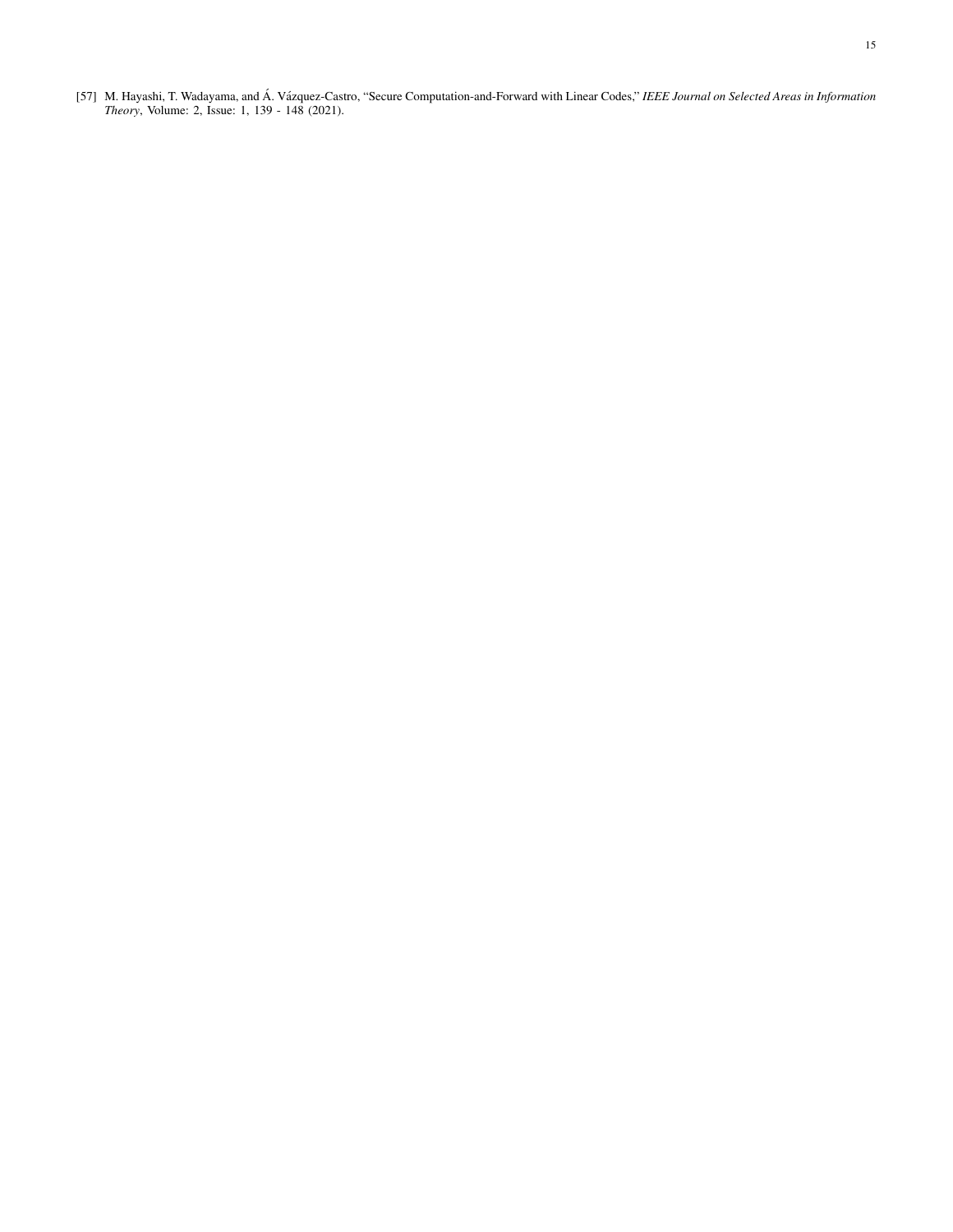[57] M. Hayashi, T. Wadayama, and Á. Vázquez-Castro, "Secure Computation-and-Forward with Linear Codes," *IEEE Journal on Selected Areas in Information Theory*, Volume: 2, Issue: 1, 139 - 148 (2021).